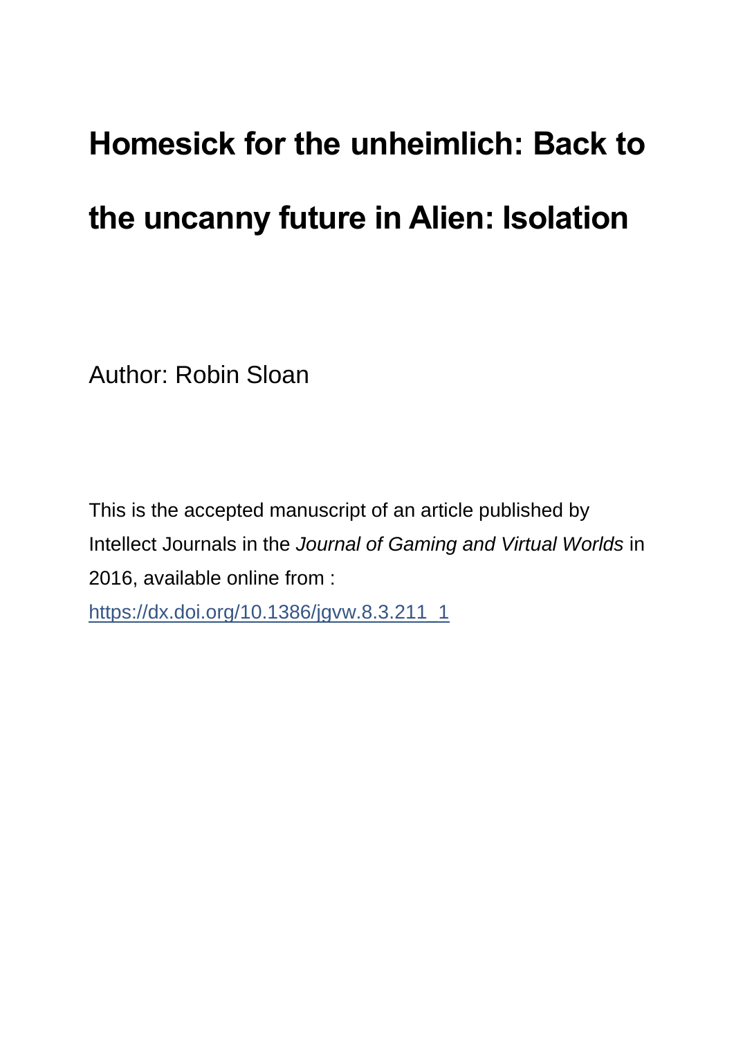# Homesick for the unheimlich: Back to the uncanny future in Alien: Isolation

Author: Robin Sloan

This is the accepted manuscript of an article published by Intellect Journals in the *Journal of Gaming and Virtual Worlds* in 2016, available online from :
https://dx.doi.org/10.1386/jgvw.8.3.211_1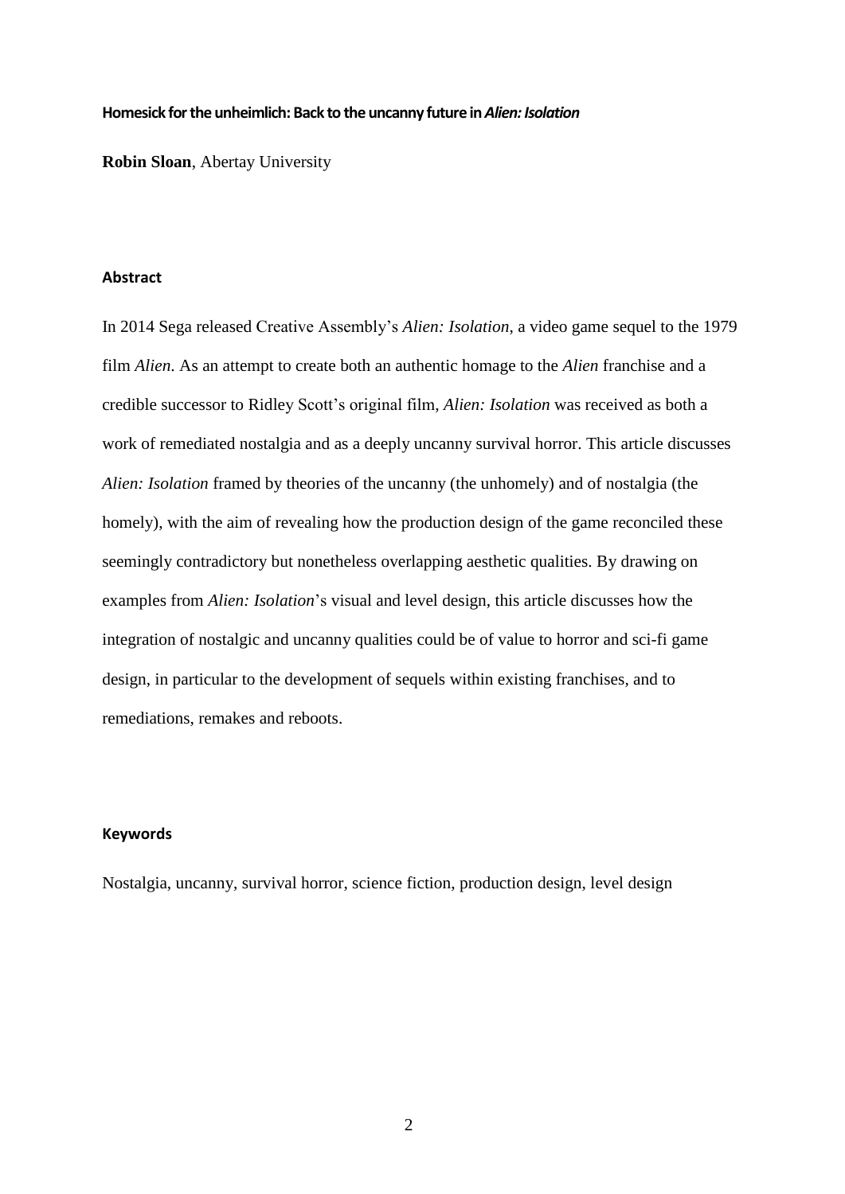**Homesick for the unheimlich: Back to the uncanny future in *Alien: Isolation***

**Robin Sloan**, Abertay University

## Abstract

In 2014 Sega released Creative Assembly's *Alien: Isolation*, a video game sequel to the 1979 film *Alien.* As an attempt to create both an authentic homage to the *Alien* franchise and a credible successor to Ridley Scott's original film, *Alien: Isolation* was received as both a work of remediated nostalgia and as a deeply uncanny survival horror. This article discusses *Alien: Isolation* framed by theories of the uncanny (the unhomely) and of nostalgia (the homely), with the aim of revealing how the production design of the game reconciled these seemingly contradictory but nonetheless overlapping aesthetic qualities. By drawing on examples from *Alien: Isolation*'s visual and level design, this article discusses how the integration of nostalgic and uncanny qualities could be of value to horror and sci-fi game design, in particular to the development of sequels within existing franchises, and to remediations, remakes and reboots.

## Keywords

Nostalgia, uncanny, survival horror, science fiction, production design, level design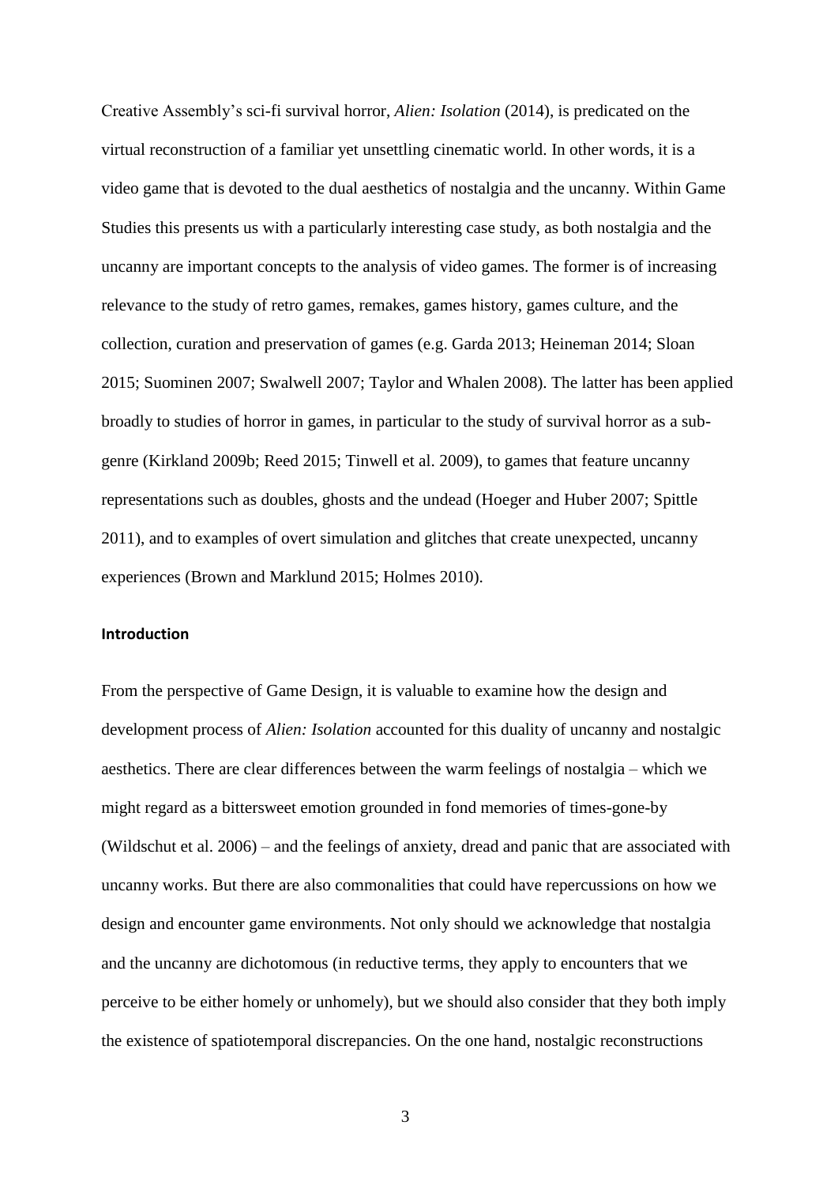Creative Assembly's sci-fi survival horror, *Alien: Isolation* (2014), is predicated on the virtual reconstruction of a familiar yet unsettling cinematic world. In other words, it is a video game that is devoted to the dual aesthetics of nostalgia and the uncanny. Within Game Studies this presents us with a particularly interesting case study, as both nostalgia and the uncanny are important concepts to the analysis of video games. The former is of increasing relevance to the study of retro games, remakes, games history, games culture, and the collection, curation and preservation of games (e.g. Garda 2013; Heineman 2014; Sloan 2015; Suominen 2007; Swalwell 2007; Taylor and Whalen 2008). The latter has been applied broadly to studies of horror in games, in particular to the study of survival horror as a sub-genre (Kirkland 2009b; Reed 2015; Tinwell et al. 2009), to games that feature uncanny representations such as doubles, ghosts and the undead (Hoeger and Huber 2007; Spittle 2011), and to examples of overt simulation and glitches that create unexpected, uncanny experiences (Brown and Marklund 2015; Holmes 2010).

## Introduction

From the perspective of Game Design, it is valuable to examine how the design and development process of *Alien: Isolation* accounted for this duality of uncanny and nostalgic aesthetics. There are clear differences between the warm feelings of nostalgia – which we might regard as a bittersweet emotion grounded in fond memories of times-gone-by (Wildschut et al. 2006) – and the feelings of anxiety, dread and panic that are associated with uncanny works. But there are also commonalities that could have repercussions on how we design and encounter game environments. Not only should we acknowledge that nostalgia and the uncanny are dichotomous (in reductive terms, they apply to encounters that we perceive to be either homely or unhomely), but we should also consider that they both imply the existence of spatiotemporal discrepancies. On the one hand, nostalgic reconstructions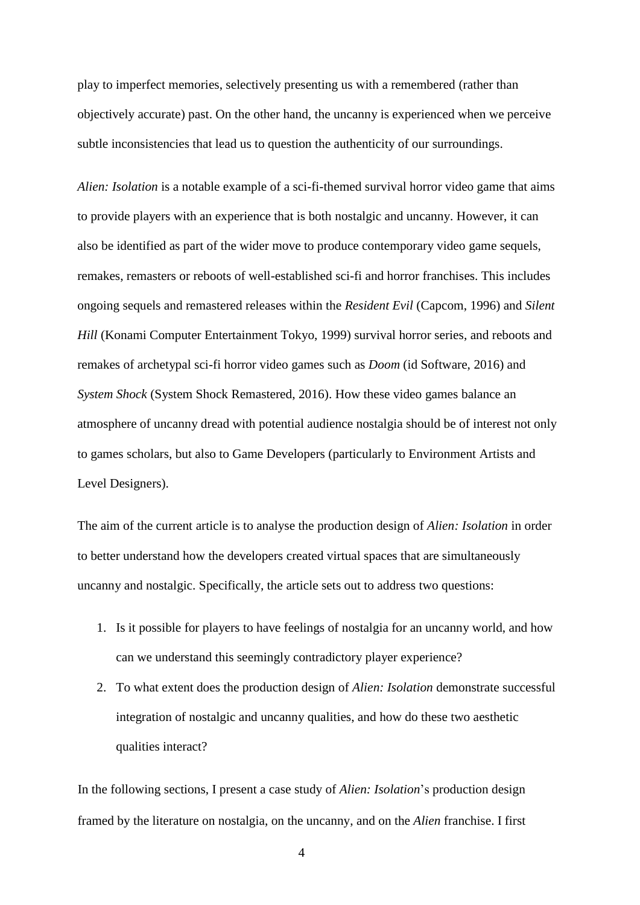play to imperfect memories, selectively presenting us with a remembered (rather than objectively accurate) past. On the other hand, the uncanny is experienced when we perceive subtle inconsistencies that lead us to question the authenticity of our surroundings.

*Alien: Isolation* is a notable example of a sci-fi-themed survival horror video game that aims to provide players with an experience that is both nostalgic and uncanny. However, it can also be identified as part of the wider move to produce contemporary video game sequels, remakes, remasters or reboots of well-established sci-fi and horror franchises. This includes ongoing sequels and remastered releases within the *Resident Evil* (Capcom, 1996) and *Silent Hill* (Konami Computer Entertainment Tokyo, 1999) survival horror series, and reboots and remakes of archetypal sci-fi horror video games such as *Doom* (id Software, 2016) and *System Shock* (System Shock Remastered, 2016). How these video games balance an atmosphere of uncanny dread with potential audience nostalgia should be of interest not only to games scholars, but also to Game Developers (particularly to Environment Artists and Level Designers).

The aim of the current article is to analyse the production design of *Alien: Isolation* in order to better understand how the developers created virtual spaces that are simultaneously uncanny and nostalgic. Specifically, the article sets out to address two questions:

1. Is it possible for players to have feelings of nostalgia for an uncanny world, and how can we understand this seemingly contradictory player experience?
2. To what extent does the production design of *Alien: Isolation* demonstrate successful integration of nostalgic and uncanny qualities, and how do these two aesthetic qualities interact?

In the following sections, I present a case study of *Alien: Isolation*'s production design framed by the literature on nostalgia, on the uncanny, and on the *Alien* franchise. I first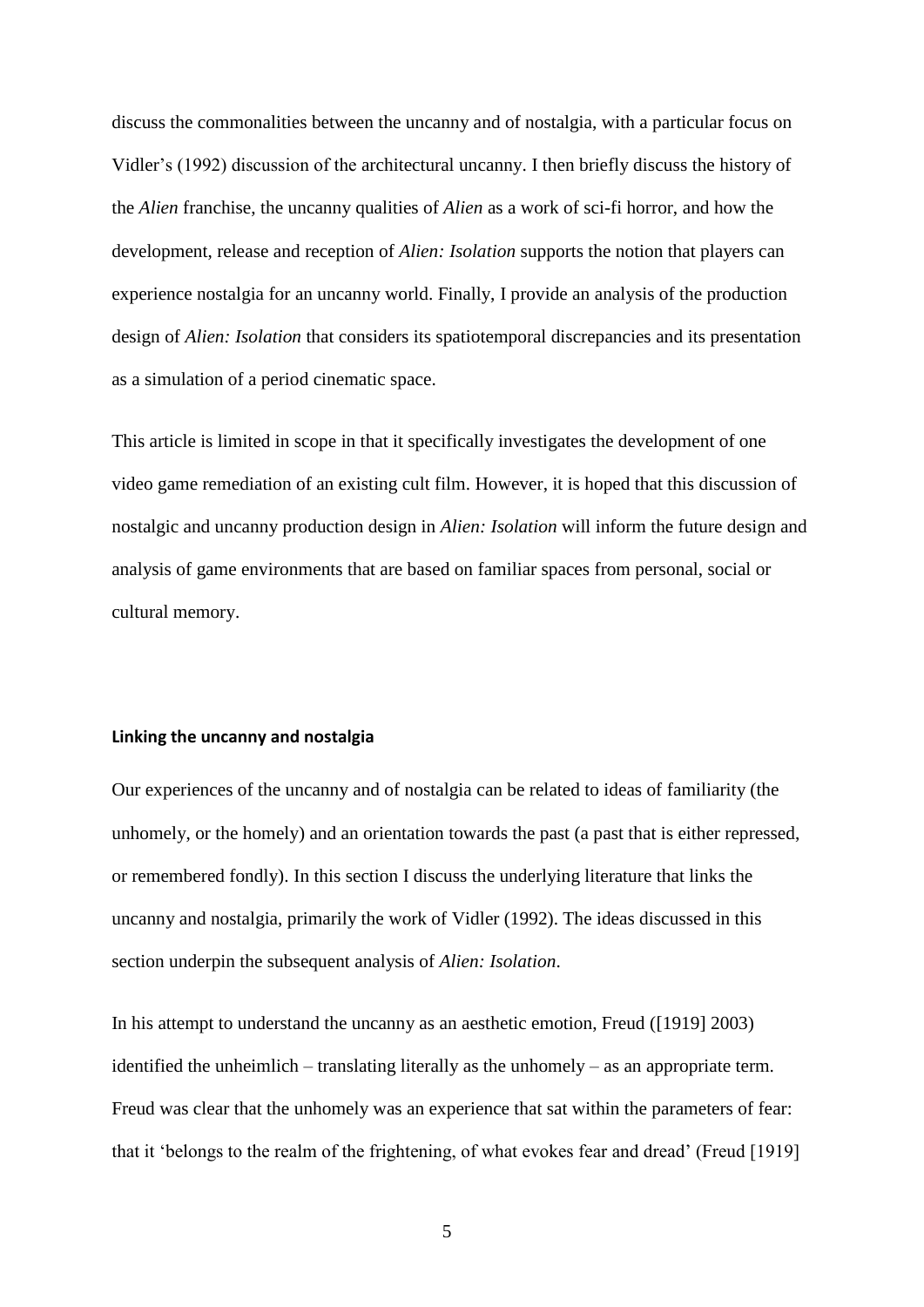discuss the commonalities between the uncanny and of nostalgia, with a particular focus on Vidler's (1992) discussion of the architectural uncanny. I then briefly discuss the history of the *Alien* franchise, the uncanny qualities of *Alien* as a work of sci-fi horror, and how the development, release and reception of *Alien: Isolation* supports the notion that players can experience nostalgia for an uncanny world. Finally, I provide an analysis of the production design of *Alien: Isolation* that considers its spatiotemporal discrepancies and its presentation as a simulation of a period cinematic space.

This article is limited in scope in that it specifically investigates the development of one video game remediation of an existing cult film. However, it is hoped that this discussion of nostalgic and uncanny production design in *Alien: Isolation* will inform the future design and analysis of game environments that are based on familiar spaces from personal, social or cultural memory.

## Linking the uncanny and nostalgia

Our experiences of the uncanny and of nostalgia can be related to ideas of familiarity (the unhomely, or the homely) and an orientation towards the past (a past that is either repressed, or remembered fondly). In this section I discuss the underlying literature that links the uncanny and nostalgia, primarily the work of Vidler (1992). The ideas discussed in this section underpin the subsequent analysis of *Alien: Isolation*.

In his attempt to understand the uncanny as an aesthetic emotion, Freud ([1919] 2003) identified the unheimlich – translating literally as the unhomely – as an appropriate term. Freud was clear that the unhomely was an experience that sat within the parameters of fear: that it 'belongs to the realm of the frightening, of what evokes fear and dread' (Freud [1919]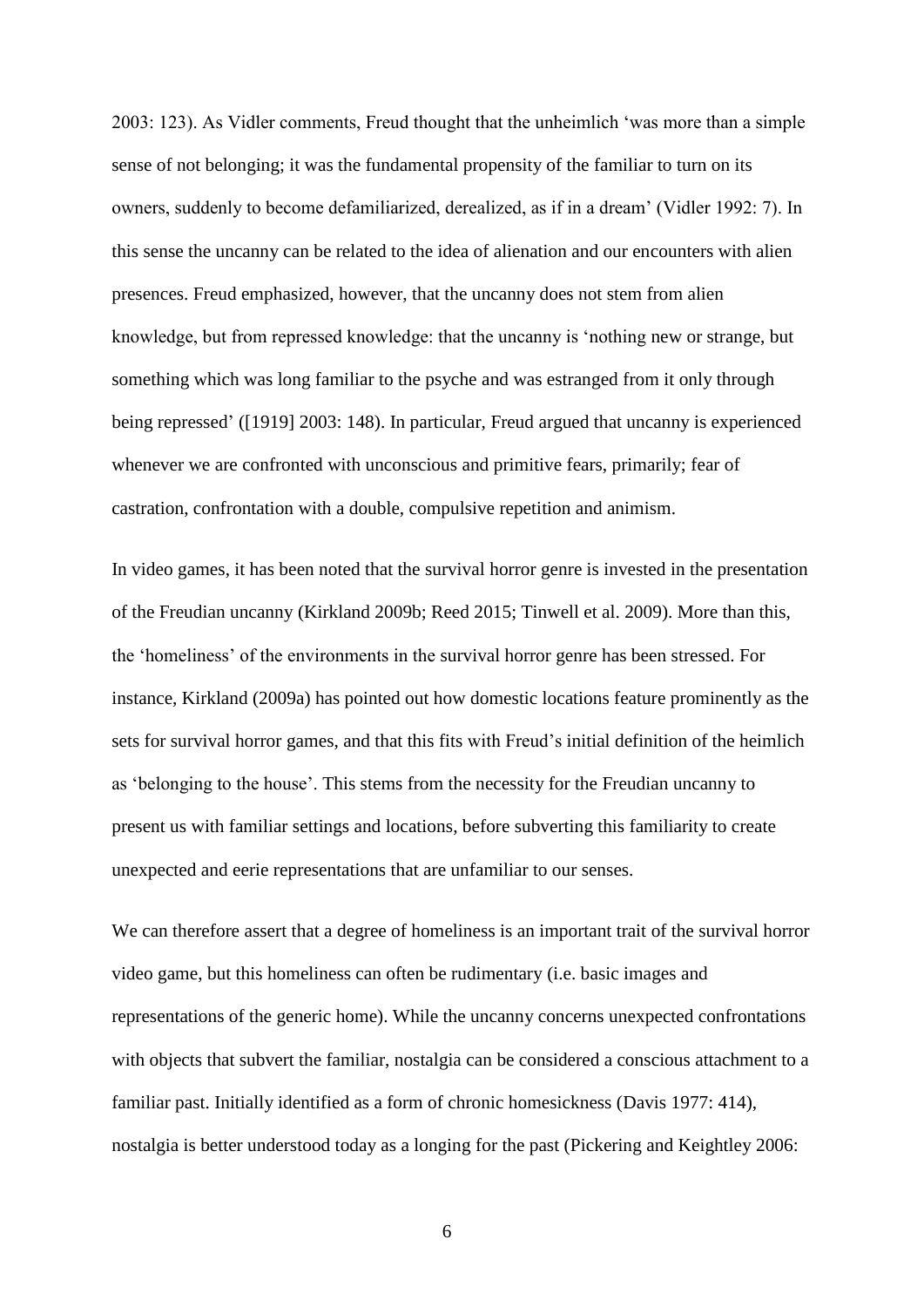2003: 123). As Vidler comments, Freud thought that the unheimlich 'was more than a simple sense of not belonging; it was the fundamental propensity of the familiar to turn on its owners, suddenly to become defamiliarized, derealized, as if in a dream' (Vidler 1992: 7). In this sense the uncanny can be related to the idea of alienation and our encounters with alien presences. Freud emphasized, however, that the uncanny does not stem from alien knowledge, but from repressed knowledge: that the uncanny is 'nothing new or strange, but something which was long familiar to the psyche and was estranged from it only through being repressed' ([1919] 2003: 148). In particular, Freud argued that uncanny is experienced whenever we are confronted with unconscious and primitive fears, primarily; fear of castration, confrontation with a double, compulsive repetition and animism.

In video games, it has been noted that the survival horror genre is invested in the presentation of the Freudian uncanny (Kirkland 2009b; Reed 2015; Tinwell et al. 2009). More than this, the 'homeliness' of the environments in the survival horror genre has been stressed. For instance, Kirkland (2009a) has pointed out how domestic locations feature prominently as the sets for survival horror games, and that this fits with Freud's initial definition of the heimlich as 'belonging to the house'. This stems from the necessity for the Freudian uncanny to present us with familiar settings and locations, before subverting this familiarity to create unexpected and eerie representations that are unfamiliar to our senses.

We can therefore assert that a degree of homeliness is an important trait of the survival horror video game, but this homeliness can often be rudimentary (i.e. basic images and representations of the generic home). While the uncanny concerns unexpected confrontations with objects that subvert the familiar, nostalgia can be considered a conscious attachment to a familiar past. Initially identified as a form of chronic homesickness (Davis 1977: 414), nostalgia is better understood today as a longing for the past (Pickering and Keightley 2006: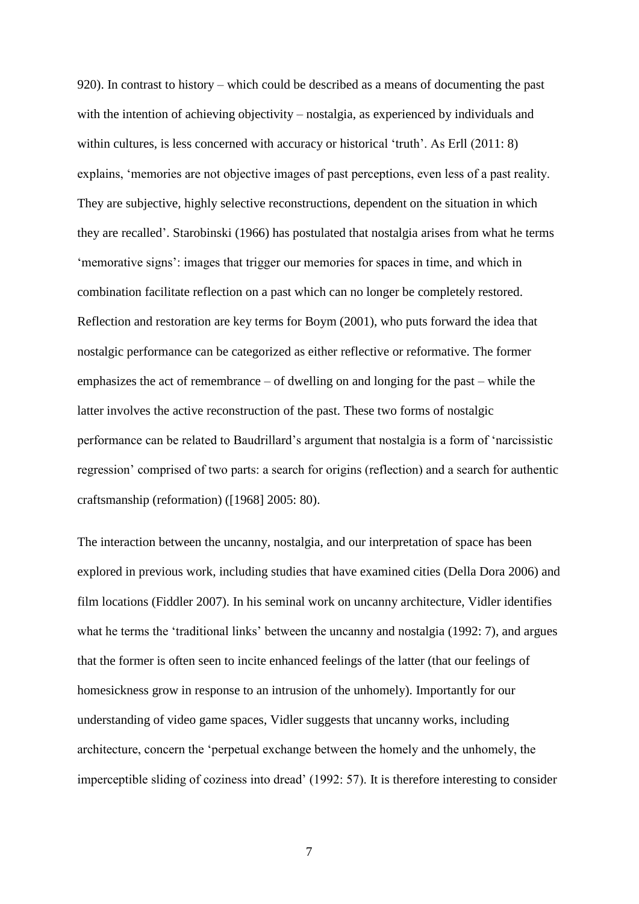920). In contrast to history – which could be described as a means of documenting the past with the intention of achieving objectivity – nostalgia, as experienced by individuals and within cultures, is less concerned with accuracy or historical 'truth'. As Erll (2011: 8) explains, 'memories are not objective images of past perceptions, even less of a past reality. They are subjective, highly selective reconstructions, dependent on the situation in which they are recalled'. Starobinski (1966) has postulated that nostalgia arises from what he terms 'memorative signs': images that trigger our memories for spaces in time, and which in combination facilitate reflection on a past which can no longer be completely restored. Reflection and restoration are key terms for Boym (2001), who puts forward the idea that nostalgic performance can be categorized as either reflective or reformative. The former emphasizes the act of remembrance – of dwelling on and longing for the past – while the latter involves the active reconstruction of the past. These two forms of nostalgic performance can be related to Baudrillard's argument that nostalgia is a form of 'narcissistic regression' comprised of two parts: a search for origins (reflection) and a search for authentic craftsmanship (reformation) ([1968] 2005: 80).

The interaction between the uncanny, nostalgia, and our interpretation of space has been explored in previous work, including studies that have examined cities (Della Dora 2006) and film locations (Fiddler 2007). In his seminal work on uncanny architecture, Vidler identifies what he terms the 'traditional links' between the uncanny and nostalgia (1992: 7), and argues that the former is often seen to incite enhanced feelings of the latter (that our feelings of homesickness grow in response to an intrusion of the unhomely). Importantly for our understanding of video game spaces, Vidler suggests that uncanny works, including architecture, concern the 'perpetual exchange between the homely and the unhomely, the imperceptible sliding of coziness into dread' (1992: 57). It is therefore interesting to consider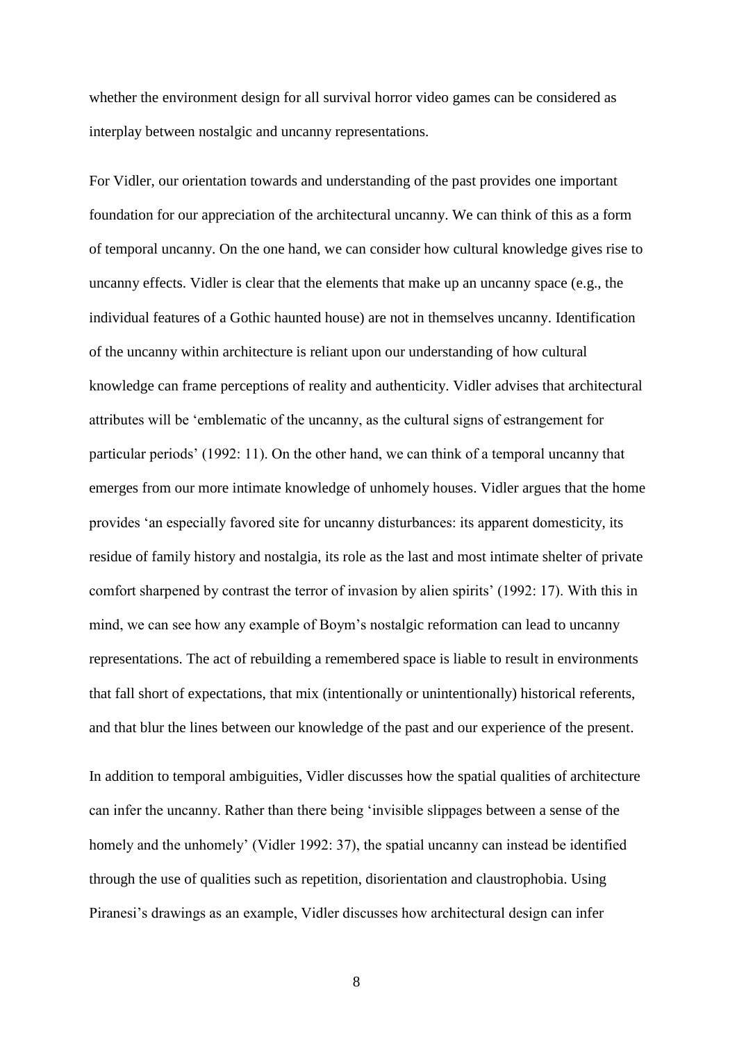whether the environment design for all survival horror video games can be considered as interplay between nostalgic and uncanny representations.

For Vidler, our orientation towards and understanding of the past provides one important foundation for our appreciation of the architectural uncanny. We can think of this as a form of temporal uncanny. On the one hand, we can consider how cultural knowledge gives rise to uncanny effects. Vidler is clear that the elements that make up an uncanny space (e.g., the individual features of a Gothic haunted house) are not in themselves uncanny. Identification of the uncanny within architecture is reliant upon our understanding of how cultural knowledge can frame perceptions of reality and authenticity. Vidler advises that architectural attributes will be 'emblematic of the uncanny, as the cultural signs of estrangement for particular periods' (1992: 11). On the other hand, we can think of a temporal uncanny that emerges from our more intimate knowledge of unhomely houses. Vidler argues that the home provides 'an especially favored site for uncanny disturbances: its apparent domesticity, its residue of family history and nostalgia, its role as the last and most intimate shelter of private comfort sharpened by contrast the terror of invasion by alien spirits' (1992: 17). With this in mind, we can see how any example of Boym's nostalgic reformation can lead to uncanny representations. The act of rebuilding a remembered space is liable to result in environments that fall short of expectations, that mix (intentionally or unintentionally) historical referents, and that blur the lines between our knowledge of the past and our experience of the present.

In addition to temporal ambiguities, Vidler discusses how the spatial qualities of architecture can infer the uncanny. Rather than there being 'invisible slippages between a sense of the homely and the unhomely' (Vidler 1992: 37), the spatial uncanny can instead be identified through the use of qualities such as repetition, disorientation and claustrophobia. Using Piranesi's drawings as an example, Vidler discusses how architectural design can infer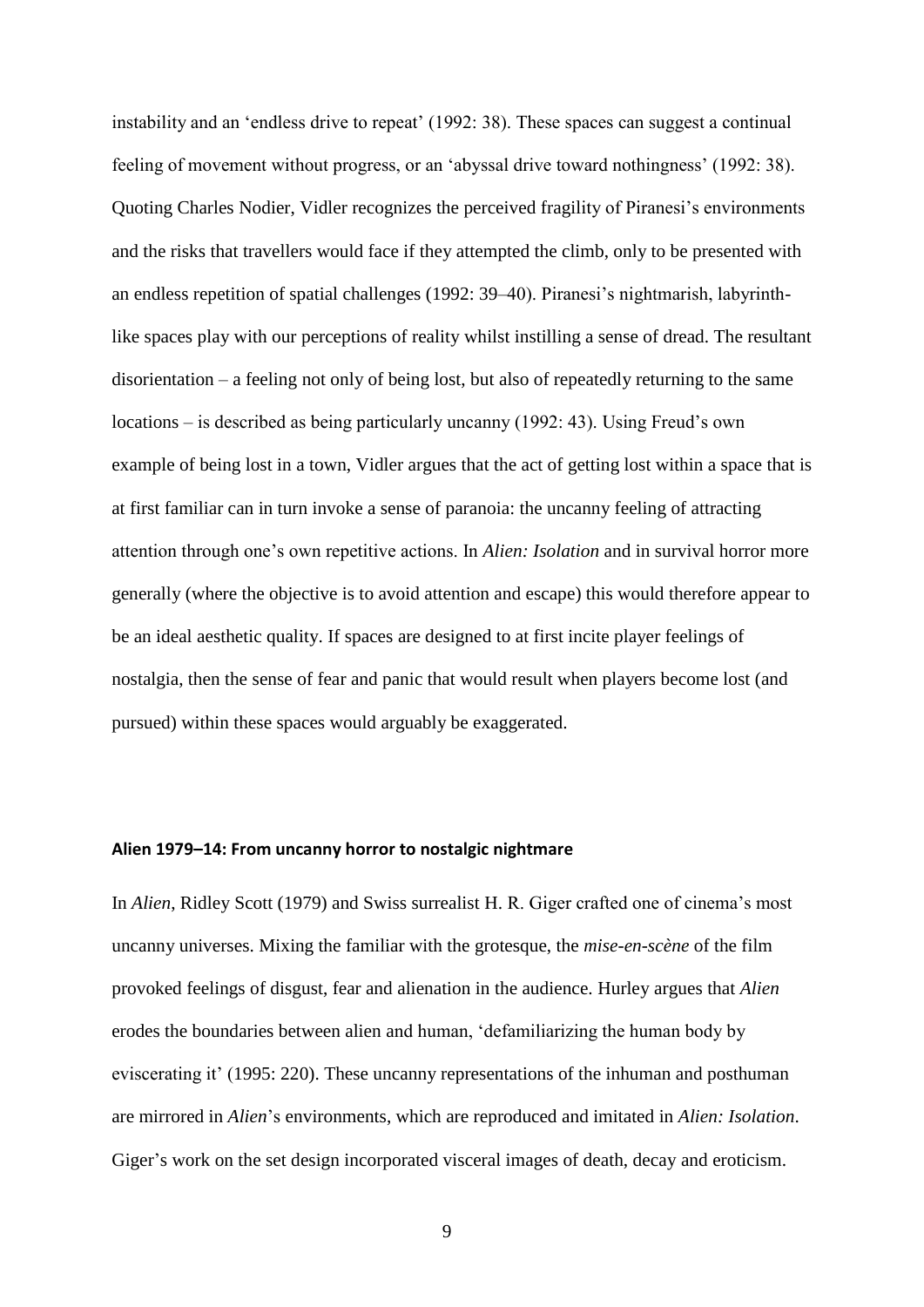instability and an 'endless drive to repeat' (1992: 38). These spaces can suggest a continual feeling of movement without progress, or an 'abyssal drive toward nothingness' (1992: 38). Quoting Charles Nodier, Vidler recognizes the perceived fragility of Piranesi's environments and the risks that travellers would face if they attempted the climb, only to be presented with an endless repetition of spatial challenges (1992: 39–40). Piranesi's nightmarish, labyrinth-like spaces play with our perceptions of reality whilst instilling a sense of dread. The resultant disorientation – a feeling not only of being lost, but also of repeatedly returning to the same locations – is described as being particularly uncanny (1992: 43). Using Freud's own example of being lost in a town, Vidler argues that the act of getting lost within a space that is at first familiar can in turn invoke a sense of paranoia: the uncanny feeling of attracting attention through one's own repetitive actions. In *Alien: Isolation* and in survival horror more generally (where the objective is to avoid attention and escape) this would therefore appear to be an ideal aesthetic quality. If spaces are designed to at first incite player feelings of nostalgia, then the sense of fear and panic that would result when players become lost (and pursued) within these spaces would arguably be exaggerated.

## Alien 1979–14: From uncanny horror to nostalgic nightmare

In *Alien*, Ridley Scott (1979) and Swiss surrealist H. R. Giger crafted one of cinema's most uncanny universes. Mixing the familiar with the grotesque, the *mise-en-scène* of the film provoked feelings of disgust, fear and alienation in the audience. Hurley argues that *Alien* erodes the boundaries between alien and human, 'defamiliarizing the human body by eviscerating it' (1995: 220). These uncanny representations of the inhuman and posthuman are mirrored in *Alien*'s environments, which are reproduced and imitated in *Alien: Isolation*. Giger's work on the set design incorporated visceral images of death, decay and eroticism.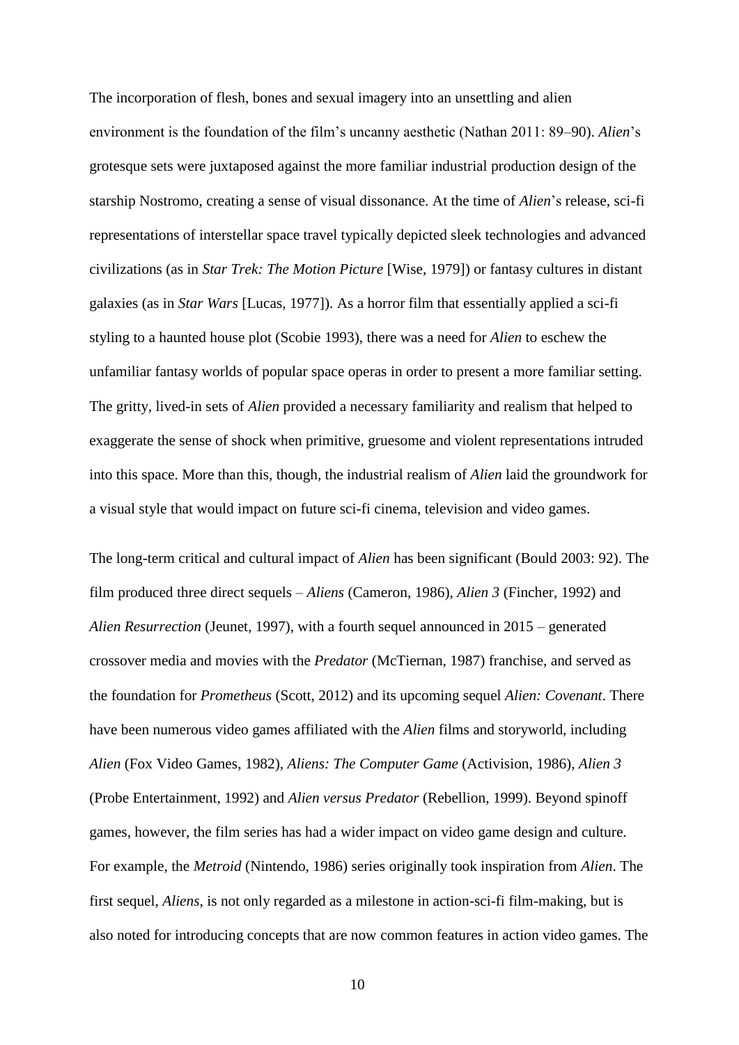The incorporation of flesh, bones and sexual imagery into an unsettling and alien environment is the foundation of the film's uncanny aesthetic (Nathan 2011: 89–90). *Alien*'s grotesque sets were juxtaposed against the more familiar industrial production design of the starship Nostromo, creating a sense of visual dissonance. At the time of *Alien*'s release, sci-fi representations of interstellar space travel typically depicted sleek technologies and advanced civilizations (as in *Star Trek: The Motion Picture* [Wise, 1979]) or fantasy cultures in distant galaxies (as in *Star Wars* [Lucas, 1977]). As a horror film that essentially applied a sci-fi styling to a haunted house plot (Scobie 1993), there was a need for *Alien* to eschew the unfamiliar fantasy worlds of popular space operas in order to present a more familiar setting. The gritty, lived-in sets of *Alien* provided a necessary familiarity and realism that helped to exaggerate the sense of shock when primitive, gruesome and violent representations intruded into this space. More than this, though, the industrial realism of *Alien* laid the groundwork for a visual style that would impact on future sci-fi cinema, television and video games.

The long-term critical and cultural impact of *Alien* has been significant (Bould 2003: 92). The film produced three direct sequels – *Aliens* (Cameron, 1986), *Alien 3* (Fincher, 1992) and *Alien Resurrection* (Jeunet, 1997), with a fourth sequel announced in 2015 – generated crossover media and movies with the *Predator* (McTiernan, 1987) franchise, and served as the foundation for *Prometheus* (Scott, 2012) and its upcoming sequel *Alien: Covenant*. There have been numerous video games affiliated with the *Alien* films and storyworld, including *Alien* (Fox Video Games, 1982), *Aliens: The Computer Game* (Activision, 1986), *Alien 3* (Probe Entertainment, 1992) and *Alien versus Predator* (Rebellion, 1999). Beyond spinoff games, however, the film series has had a wider impact on video game design and culture. For example, the *Metroid* (Nintendo, 1986) series originally took inspiration from *Alien*. The first sequel, *Aliens*, is not only regarded as a milestone in action-sci-fi film-making, but is also noted for introducing concepts that are now common features in action video games. The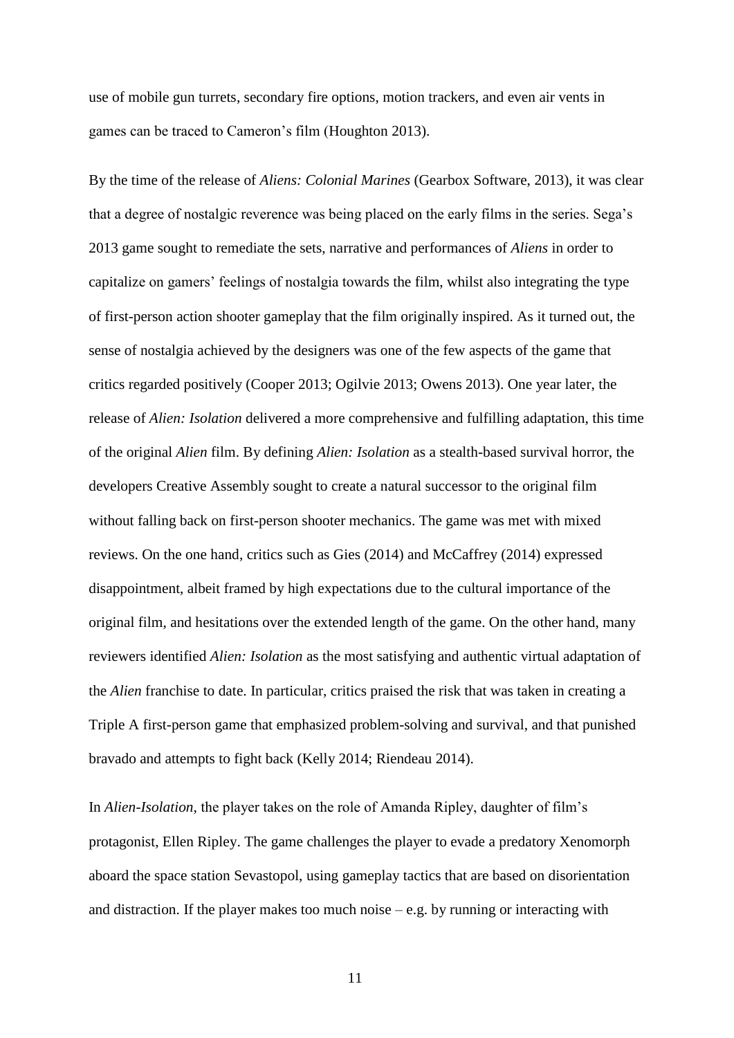use of mobile gun turrets, secondary fire options, motion trackers, and even air vents in games can be traced to Cameron's film (Houghton 2013).

By the time of the release of *Aliens: Colonial Marines* (Gearbox Software, 2013), it was clear that a degree of nostalgic reverence was being placed on the early films in the series. Sega's 2013 game sought to remediate the sets, narrative and performances of *Aliens* in order to capitalize on gamers' feelings of nostalgia towards the film, whilst also integrating the type of first-person action shooter gameplay that the film originally inspired. As it turned out, the sense of nostalgia achieved by the designers was one of the few aspects of the game that critics regarded positively (Cooper 2013; Ogilvie 2013; Owens 2013). One year later, the release of *Alien: Isolation* delivered a more comprehensive and fulfilling adaptation, this time of the original *Alien* film. By defining *Alien: Isolation* as a stealth-based survival horror, the developers Creative Assembly sought to create a natural successor to the original film without falling back on first-person shooter mechanics. The game was met with mixed reviews. On the one hand, critics such as Gies (2014) and McCaffrey (2014) expressed disappointment, albeit framed by high expectations due to the cultural importance of the original film, and hesitations over the extended length of the game. On the other hand, many reviewers identified *Alien: Isolation* as the most satisfying and authentic virtual adaptation of the *Alien* franchise to date. In particular, critics praised the risk that was taken in creating a Triple A first-person game that emphasized problem-solving and survival, and that punished bravado and attempts to fight back (Kelly 2014; Riendeau 2014).

In *Alien-Isolation*, the player takes on the role of Amanda Ripley, daughter of film's protagonist, Ellen Ripley. The game challenges the player to evade a predatory Xenomorph aboard the space station Sevastopol, using gameplay tactics that are based on disorientation and distraction. If the player makes too much noise – e.g. by running or interacting with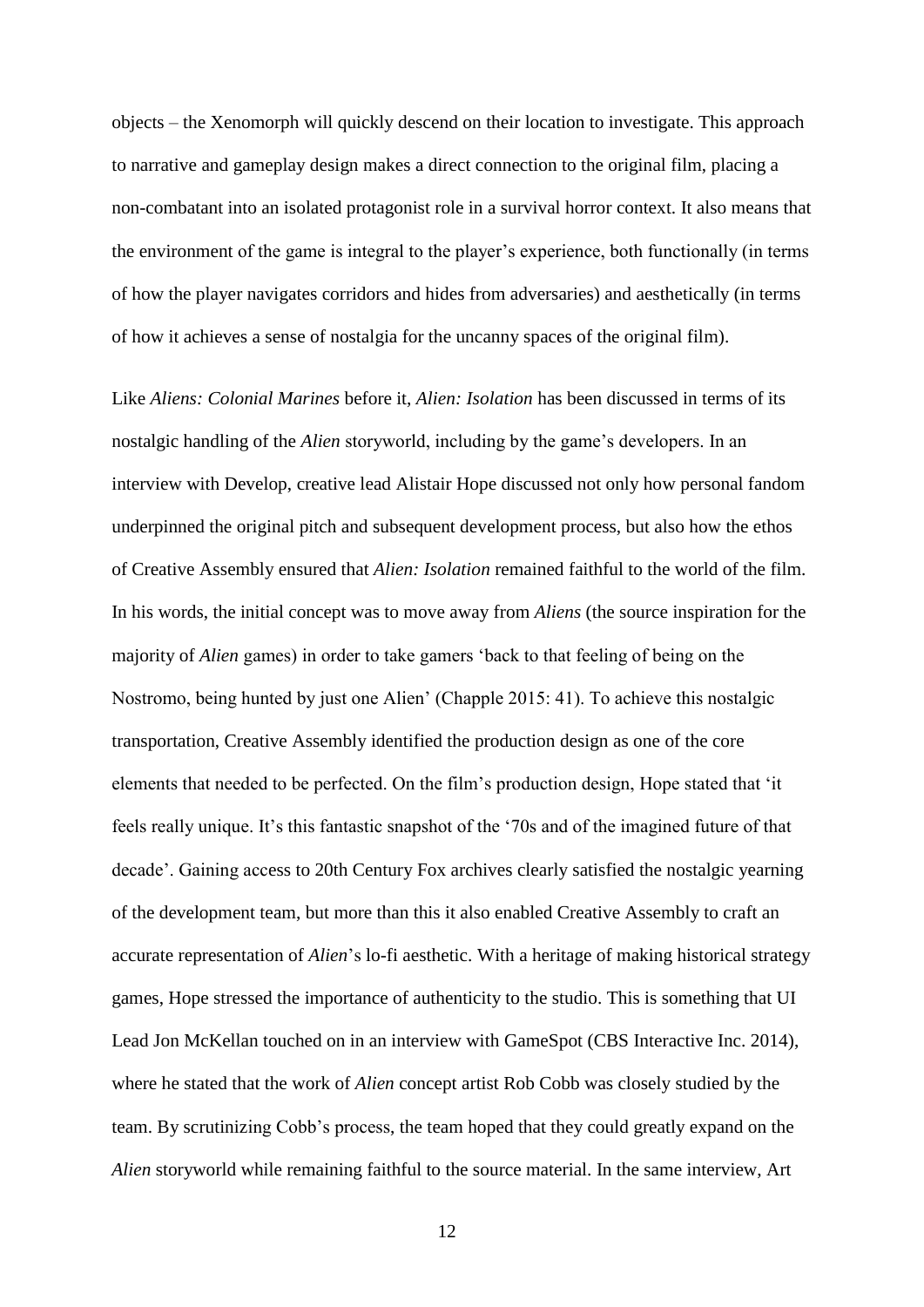objects – the Xenomorph will quickly descend on their location to investigate. This approach to narrative and gameplay design makes a direct connection to the original film, placing a non-combatant into an isolated protagonist role in a survival horror context. It also means that the environment of the game is integral to the player's experience, both functionally (in terms of how the player navigates corridors and hides from adversaries) and aesthetically (in terms of how it achieves a sense of nostalgia for the uncanny spaces of the original film).

Like *Aliens: Colonial Marines* before it, *Alien: Isolation* has been discussed in terms of its nostalgic handling of the *Alien* storyworld, including by the game's developers. In an interview with Develop, creative lead Alistair Hope discussed not only how personal fandom underpinned the original pitch and subsequent development process, but also how the ethos of Creative Assembly ensured that *Alien: Isolation* remained faithful to the world of the film. In his words, the initial concept was to move away from *Aliens* (the source inspiration for the majority of *Alien* games) in order to take gamers 'back to that feeling of being on the Nostromo, being hunted by just one Alien' (Chapple 2015: 41). To achieve this nostalgic transportation, Creative Assembly identified the production design as one of the core elements that needed to be perfected. On the film's production design, Hope stated that 'it feels really unique. It's this fantastic snapshot of the '70s and of the imagined future of that decade'. Gaining access to 20th Century Fox archives clearly satisfied the nostalgic yearning of the development team, but more than this it also enabled Creative Assembly to craft an accurate representation of *Alien*'s lo-fi aesthetic. With a heritage of making historical strategy games, Hope stressed the importance of authenticity to the studio. This is something that UI Lead Jon McKellan touched on in an interview with GameSpot (CBS Interactive Inc. 2014), where he stated that the work of *Alien* concept artist Rob Cobb was closely studied by the team. By scrutinizing Cobb's process, the team hoped that they could greatly expand on the *Alien* storyworld while remaining faithful to the source material. In the same interview, Art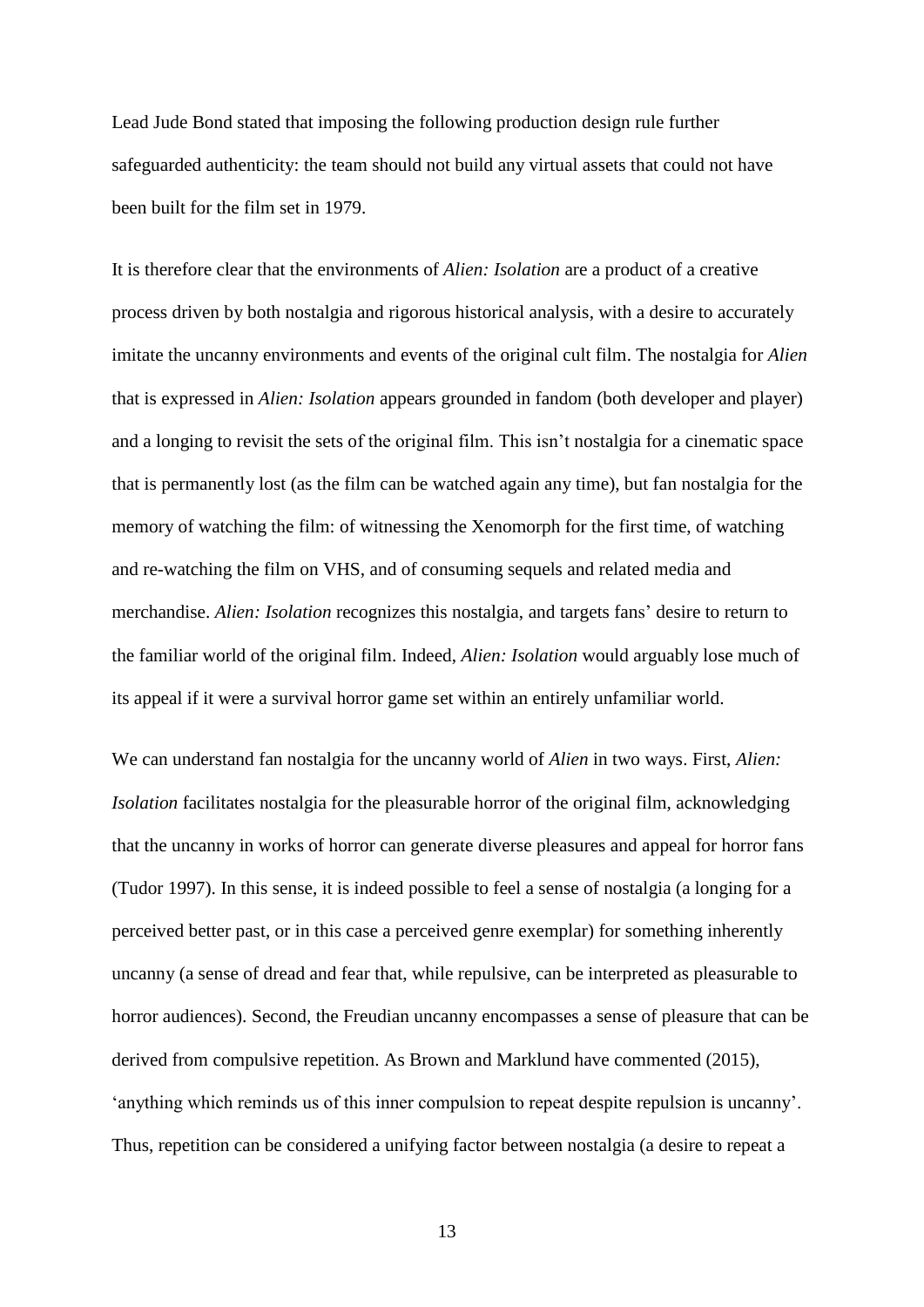Lead Jude Bond stated that imposing the following production design rule further safeguarded authenticity: the team should not build any virtual assets that could not have been built for the film set in 1979.

It is therefore clear that the environments of *Alien: Isolation* are a product of a creative process driven by both nostalgia and rigorous historical analysis, with a desire to accurately imitate the uncanny environments and events of the original cult film. The nostalgia for *Alien* that is expressed in *Alien: Isolation* appears grounded in fandom (both developer and player) and a longing to revisit the sets of the original film. This isn't nostalgia for a cinematic space that is permanently lost (as the film can be watched again any time), but fan nostalgia for the memory of watching the film: of witnessing the Xenomorph for the first time, of watching and re-watching the film on VHS, and of consuming sequels and related media and merchandise. *Alien: Isolation* recognizes this nostalgia, and targets fans' desire to return to the familiar world of the original film. Indeed, *Alien: Isolation* would arguably lose much of its appeal if it were a survival horror game set within an entirely unfamiliar world.

We can understand fan nostalgia for the uncanny world of *Alien* in two ways. First, *Alien: Isolation* facilitates nostalgia for the pleasurable horror of the original film, acknowledging that the uncanny in works of horror can generate diverse pleasures and appeal for horror fans (Tudor 1997). In this sense, it is indeed possible to feel a sense of nostalgia (a longing for a perceived better past, or in this case a perceived genre exemplar) for something inherently uncanny (a sense of dread and fear that, while repulsive, can be interpreted as pleasurable to horror audiences). Second, the Freudian uncanny encompasses a sense of pleasure that can be derived from compulsive repetition. As Brown and Marklund have commented (2015), 'anything which reminds us of this inner compulsion to repeat despite repulsion is uncanny'. Thus, repetition can be considered a unifying factor between nostalgia (a desire to repeat a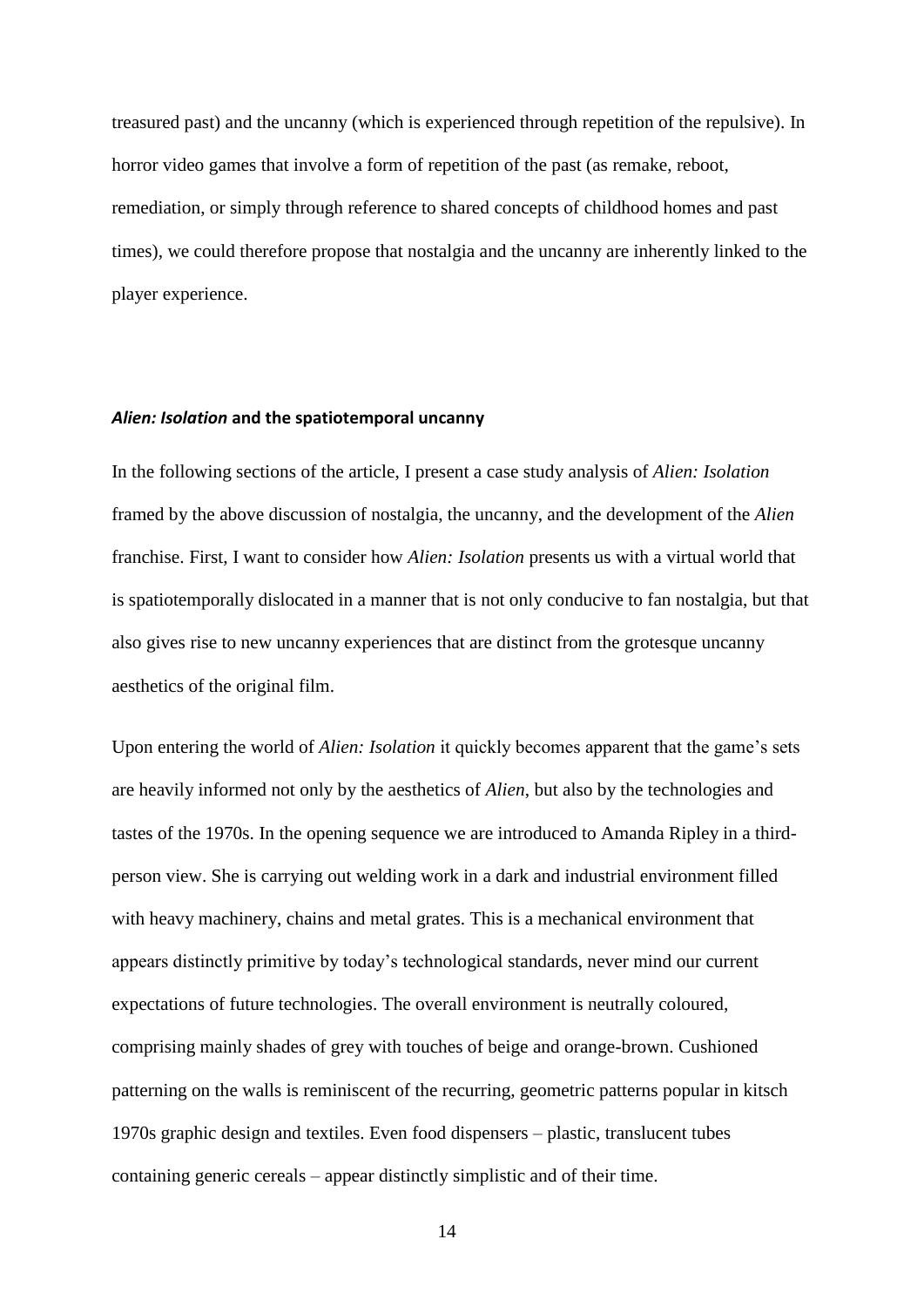treasured past) and the uncanny (which is experienced through repetition of the repulsive). In horror video games that involve a form of repetition of the past (as remake, reboot, remediation, or simply through reference to shared concepts of childhood homes and past times), we could therefore propose that nostalgia and the uncanny are inherently linked to the player experience.

### ***Alien: Isolation* and the spatiotemporal uncanny**

In the following sections of the article, I present a case study analysis of *Alien: Isolation* framed by the above discussion of nostalgia, the uncanny, and the development of the *Alien* franchise. First, I want to consider how *Alien: Isolation* presents us with a virtual world that is spatiotemporally dislocated in a manner that is not only conducive to fan nostalgia, but that also gives rise to new uncanny experiences that are distinct from the grotesque uncanny aesthetics of the original film.

Upon entering the world of *Alien: Isolation* it quickly becomes apparent that the game's sets are heavily informed not only by the aesthetics of *Alien*, but also by the technologies and tastes of the 1970s. In the opening sequence we are introduced to Amanda Ripley in a third-person view. She is carrying out welding work in a dark and industrial environment filled with heavy machinery, chains and metal grates. This is a mechanical environment that appears distinctly primitive by today's technological standards, never mind our current expectations of future technologies. The overall environment is neutrally coloured, comprising mainly shades of grey with touches of beige and orange-brown. Cushioned patterning on the walls is reminiscent of the recurring, geometric patterns popular in kitsch 1970s graphic design and textiles. Even food dispensers – plastic, translucent tubes containing generic cereals – appear distinctly simplistic and of their time.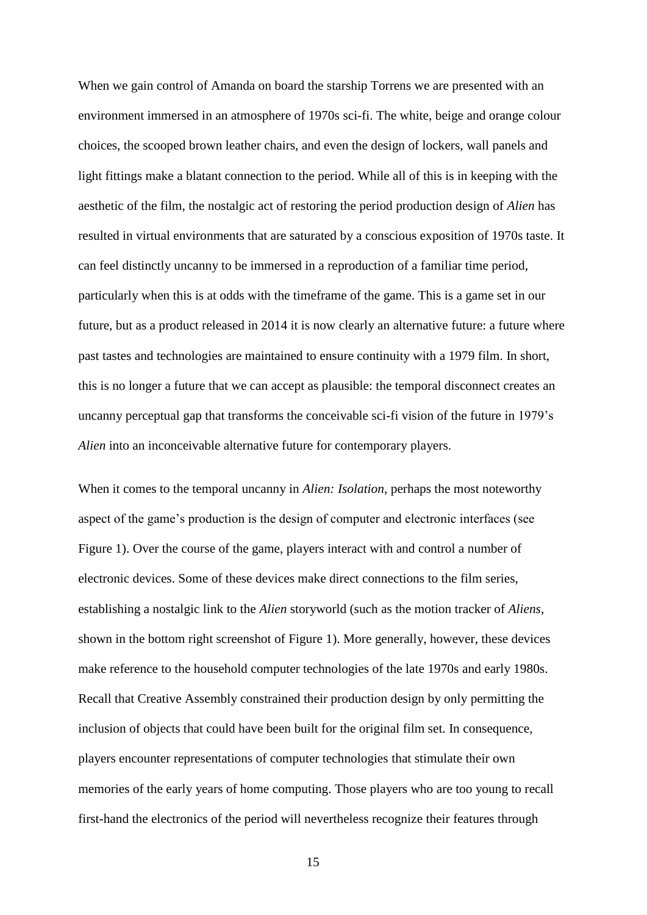When we gain control of Amanda on board the starship Torrens we are presented with an environment immersed in an atmosphere of 1970s sci-fi. The white, beige and orange colour choices, the scooped brown leather chairs, and even the design of lockers, wall panels and light fittings make a blatant connection to the period. While all of this is in keeping with the aesthetic of the film, the nostalgic act of restoring the period production design of *Alien* has resulted in virtual environments that are saturated by a conscious exposition of 1970s taste. It can feel distinctly uncanny to be immersed in a reproduction of a familiar time period, particularly when this is at odds with the timeframe of the game. This is a game set in our future, but as a product released in 2014 it is now clearly an alternative future: a future where past tastes and technologies are maintained to ensure continuity with a 1979 film. In short, this is no longer a future that we can accept as plausible: the temporal disconnect creates an uncanny perceptual gap that transforms the conceivable sci-fi vision of the future in 1979's *Alien* into an inconceivable alternative future for contemporary players.

When it comes to the temporal uncanny in *Alien: Isolation*, perhaps the most noteworthy aspect of the game's production is the design of computer and electronic interfaces (see Figure 1). Over the course of the game, players interact with and control a number of electronic devices. Some of these devices make direct connections to the film series, establishing a nostalgic link to the *Alien* storyworld (such as the motion tracker of *Aliens*, shown in the bottom right screenshot of Figure 1). More generally, however, these devices make reference to the household computer technologies of the late 1970s and early 1980s. Recall that Creative Assembly constrained their production design by only permitting the inclusion of objects that could have been built for the original film set. In consequence, players encounter representations of computer technologies that stimulate their own memories of the early years of home computing. Those players who are too young to recall first-hand the electronics of the period will nevertheless recognize their features through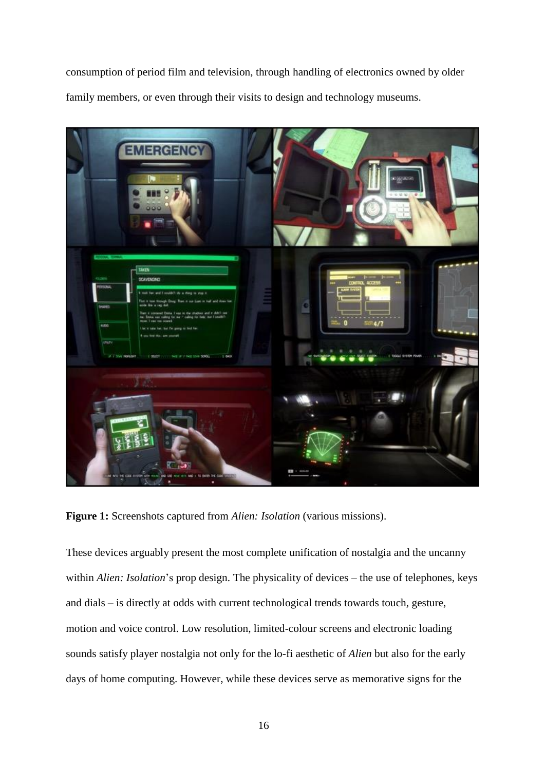consumption of period film and television, through handling of electronics owned by older family members, or even through their visits to design and technology museums.

**Figure 1:** Screenshots captured from *Alien: Isolation* (various missions).

These devices arguably present the most complete unification of nostalgia and the uncanny within *Alien: Isolation*'s prop design. The physicality of devices – the use of telephones, keys and dials – is directly at odds with current technological trends towards touch, gesture, motion and voice control. Low resolution, limited-colour screens and electronic loading sounds satisfy player nostalgia not only for the lo-fi aesthetic of *Alien* but also for the early days of home computing. However, while these devices serve as memorative signs for the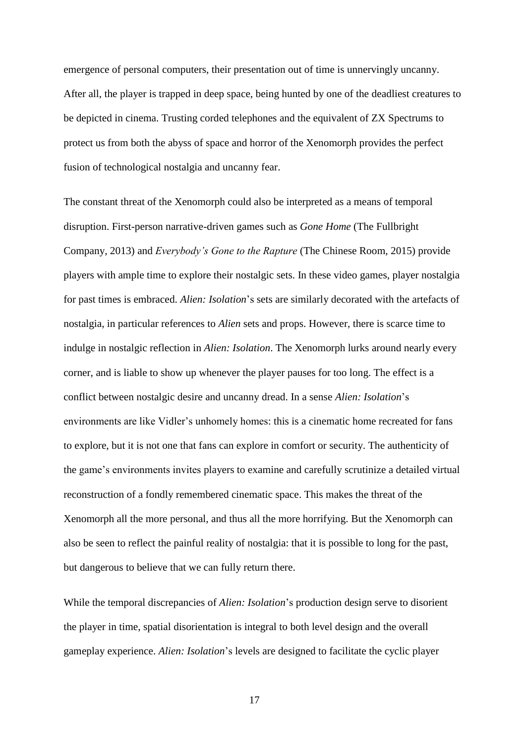emergence of personal computers, their presentation out of time is unnervingly uncanny. After all, the player is trapped in deep space, being hunted by one of the deadliest creatures to be depicted in cinema. Trusting corded telephones and the equivalent of ZX Spectrums to protect us from both the abyss of space and horror of the Xenomorph provides the perfect fusion of technological nostalgia and uncanny fear.

The constant threat of the Xenomorph could also be interpreted as a means of temporal disruption. First-person narrative-driven games such as *Gone Home* (The Fullbright Company, 2013) and *Everybody's Gone to the Rapture* (The Chinese Room, 2015) provide players with ample time to explore their nostalgic sets. In these video games, player nostalgia for past times is embraced. *Alien: Isolation*'s sets are similarly decorated with the artefacts of nostalgia, in particular references to *Alien* sets and props. However, there is scarce time to indulge in nostalgic reflection in *Alien: Isolation*. The Xenomorph lurks around nearly every corner, and is liable to show up whenever the player pauses for too long. The effect is a conflict between nostalgic desire and uncanny dread. In a sense *Alien: Isolation*'s environments are like Vidler's unhomely homes: this is a cinematic home recreated for fans to explore, but it is not one that fans can explore in comfort or security. The authenticity of the game's environments invites players to examine and carefully scrutinize a detailed virtual reconstruction of a fondly remembered cinematic space. This makes the threat of the Xenomorph all the more personal, and thus all the more horrifying. But the Xenomorph can also be seen to reflect the painful reality of nostalgia: that it is possible to long for the past, but dangerous to believe that we can fully return there.

While the temporal discrepancies of *Alien: Isolation*'s production design serve to disorient the player in time, spatial disorientation is integral to both level design and the overall gameplay experience. *Alien: Isolation*'s levels are designed to facilitate the cyclic player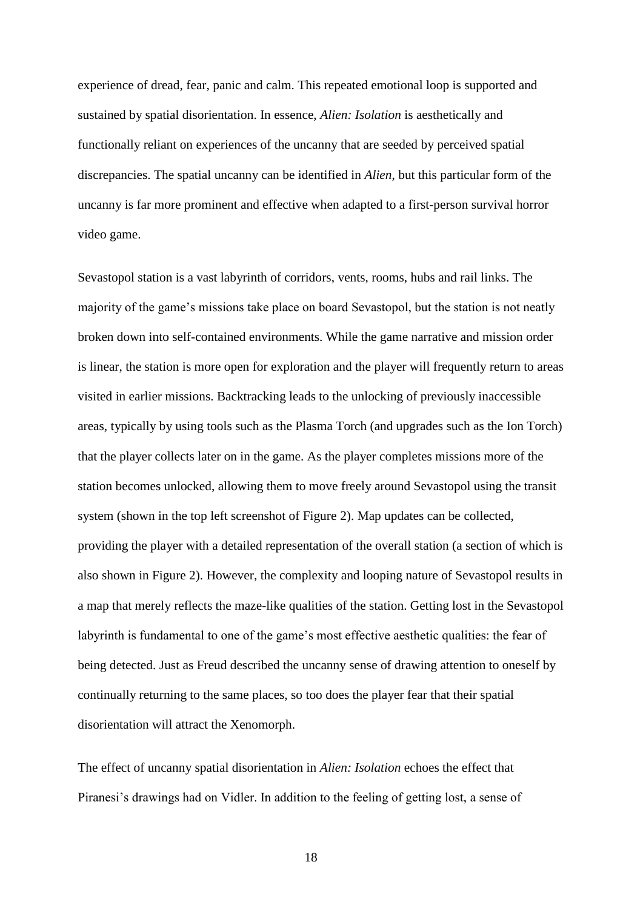experience of dread, fear, panic and calm. This repeated emotional loop is supported and sustained by spatial disorientation. In essence, *Alien: Isolation* is aesthetically and functionally reliant on experiences of the uncanny that are seeded by perceived spatial discrepancies. The spatial uncanny can be identified in *Alien*, but this particular form of the uncanny is far more prominent and effective when adapted to a first-person survival horror video game.

Sevastopol station is a vast labyrinth of corridors, vents, rooms, hubs and rail links. The majority of the game's missions take place on board Sevastopol, but the station is not neatly broken down into self-contained environments. While the game narrative and mission order is linear, the station is more open for exploration and the player will frequently return to areas visited in earlier missions. Backtracking leads to the unlocking of previously inaccessible areas, typically by using tools such as the Plasma Torch (and upgrades such as the Ion Torch) that the player collects later on in the game. As the player completes missions more of the station becomes unlocked, allowing them to move freely around Sevastopol using the transit system (shown in the top left screenshot of Figure 2). Map updates can be collected, providing the player with a detailed representation of the overall station (a section of which is also shown in Figure 2). However, the complexity and looping nature of Sevastopol results in a map that merely reflects the maze-like qualities of the station. Getting lost in the Sevastopol labyrinth is fundamental to one of the game's most effective aesthetic qualities: the fear of being detected. Just as Freud described the uncanny sense of drawing attention to oneself by continually returning to the same places, so too does the player fear that their spatial disorientation will attract the Xenomorph.

The effect of uncanny spatial disorientation in *Alien: Isolation* echoes the effect that Piranesi's drawings had on Vidler. In addition to the feeling of getting lost, a sense of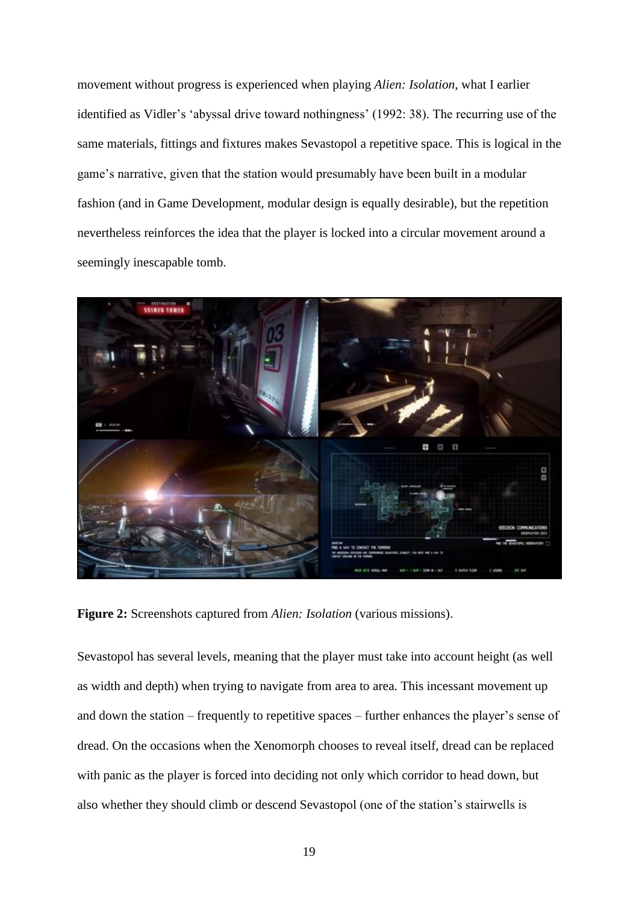movement without progress is experienced when playing *Alien: Isolation*, what I earlier identified as Vidler's 'abyssal drive toward nothingness' (1992: 38). The recurring use of the same materials, fittings and fixtures makes Sevastopol a repetitive space. This is logical in the game's narrative, given that the station would presumably have been built in a modular fashion (and in Game Development, modular design is equally desirable), but the repetition nevertheless reinforces the idea that the player is locked into a circular movement around a seemingly inescapable tomb.

**Figure 2:** Screenshots captured from *Alien: Isolation* (various missions).

Sevastopol has several levels, meaning that the player must take into account height (as well as width and depth) when trying to navigate from area to area. This incessant movement up and down the station – frequently to repetitive spaces – further enhances the player's sense of dread. On the occasions when the Xenomorph chooses to reveal itself, dread can be replaced with panic as the player is forced into deciding not only which corridor to head down, but also whether they should climb or descend Sevastopol (one of the station's stairwells is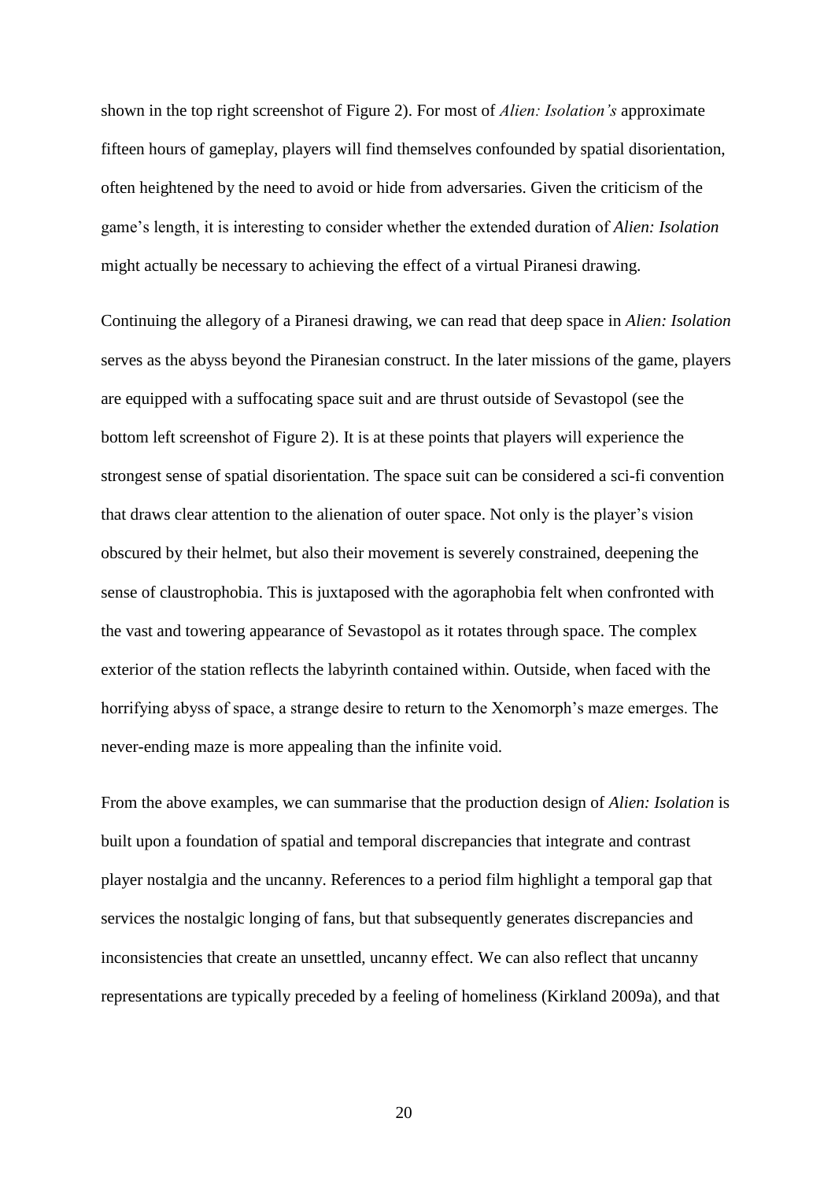shown in the top right screenshot of Figure 2). For most of *Alien: Isolation's* approximate fifteen hours of gameplay, players will find themselves confounded by spatial disorientation, often heightened by the need to avoid or hide from adversaries. Given the criticism of the game's length, it is interesting to consider whether the extended duration of *Alien: Isolation* might actually be necessary to achieving the effect of a virtual Piranesi drawing.

Continuing the allegory of a Piranesi drawing, we can read that deep space in *Alien: Isolation* serves as the abyss beyond the Piranesian construct. In the later missions of the game, players are equipped with a suffocating space suit and are thrust outside of Sevastopol (see the bottom left screenshot of Figure 2). It is at these points that players will experience the strongest sense of spatial disorientation. The space suit can be considered a sci-fi convention that draws clear attention to the alienation of outer space. Not only is the player's vision obscured by their helmet, but also their movement is severely constrained, deepening the sense of claustrophobia. This is juxtaposed with the agoraphobia felt when confronted with the vast and towering appearance of Sevastopol as it rotates through space. The complex exterior of the station reflects the labyrinth contained within. Outside, when faced with the horrifying abyss of space, a strange desire to return to the Xenomorph's maze emerges. The never-ending maze is more appealing than the infinite void.

From the above examples, we can summarise that the production design of *Alien: Isolation* is built upon a foundation of spatial and temporal discrepancies that integrate and contrast player nostalgia and the uncanny. References to a period film highlight a temporal gap that services the nostalgic longing of fans, but that subsequently generates discrepancies and inconsistencies that create an unsettled, uncanny effect. We can also reflect that uncanny representations are typically preceded by a feeling of homeliness (Kirkland 2009a), and that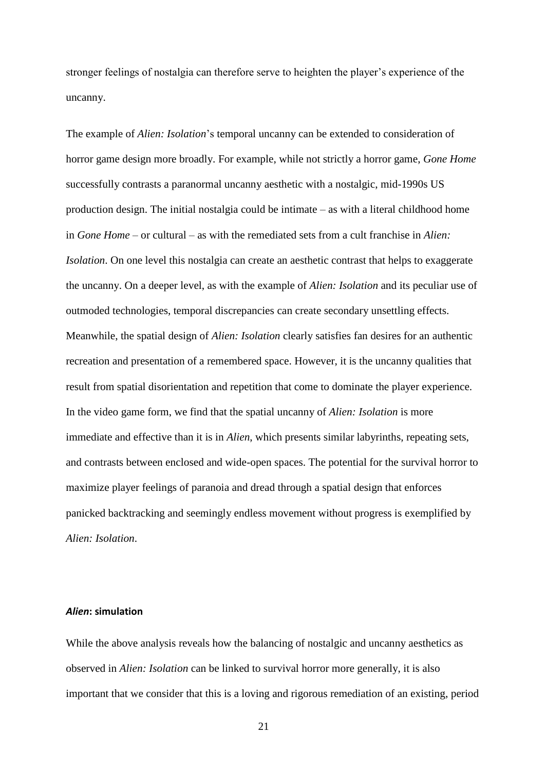stronger feelings of nostalgia can therefore serve to heighten the player's experience of the uncanny.

The example of *Alien: Isolation*'s temporal uncanny can be extended to consideration of horror game design more broadly. For example, while not strictly a horror game, *Gone Home* successfully contrasts a paranormal uncanny aesthetic with a nostalgic, mid-1990s US production design. The initial nostalgia could be intimate – as with a literal childhood home in *Gone Home* – or cultural – as with the remediated sets from a cult franchise in *Alien: Isolation*. On one level this nostalgia can create an aesthetic contrast that helps to exaggerate the uncanny. On a deeper level, as with the example of *Alien: Isolation* and its peculiar use of outmoded technologies, temporal discrepancies can create secondary unsettling effects. Meanwhile, the spatial design of *Alien: Isolation* clearly satisfies fan desires for an authentic recreation and presentation of a remembered space. However, it is the uncanny qualities that result from spatial disorientation and repetition that come to dominate the player experience. In the video game form, we find that the spatial uncanny of *Alien: Isolation* is more immediate and effective than it is in *Alien*, which presents similar labyrinths, repeating sets, and contrasts between enclosed and wide-open spaces. The potential for the survival horror to maximize player feelings of paranoia and dread through a spatial design that enforces panicked backtracking and seemingly endless movement without progress is exemplified by *Alien: Isolation*.

### ***Alien*: simulation**

While the above analysis reveals how the balancing of nostalgic and uncanny aesthetics as observed in *Alien: Isolation* can be linked to survival horror more generally, it is also important that we consider that this is a loving and rigorous remediation of an existing, period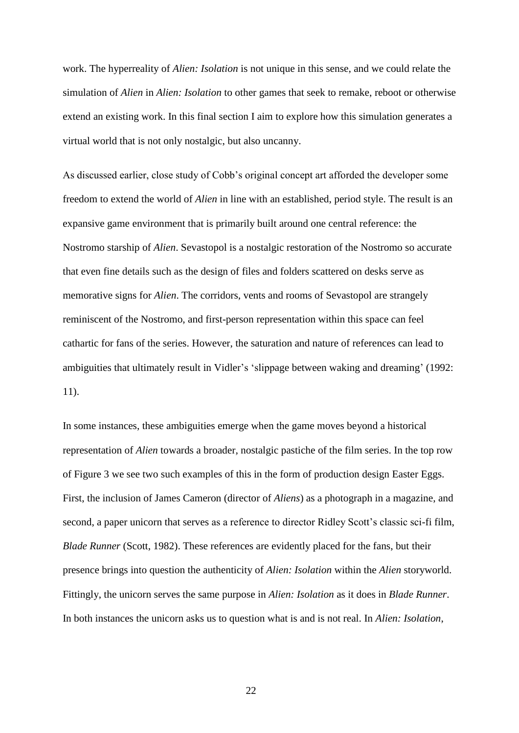work. The hyperreality of *Alien: Isolation* is not unique in this sense, and we could relate the simulation of *Alien* in *Alien: Isolation* to other games that seek to remake, reboot or otherwise extend an existing work. In this final section I aim to explore how this simulation generates a virtual world that is not only nostalgic, but also uncanny.

As discussed earlier, close study of Cobb's original concept art afforded the developer some freedom to extend the world of *Alien* in line with an established, period style. The result is an expansive game environment that is primarily built around one central reference: the Nostromo starship of *Alien*. Sevastopol is a nostalgic restoration of the Nostromo so accurate that even fine details such as the design of files and folders scattered on desks serve as memorative signs for *Alien*. The corridors, vents and rooms of Sevastopol are strangely reminiscent of the Nostromo, and first-person representation within this space can feel cathartic for fans of the series. However, the saturation and nature of references can lead to ambiguities that ultimately result in Vidler's 'slippage between waking and dreaming' (1992: 11).

In some instances, these ambiguities emerge when the game moves beyond a historical representation of *Alien* towards a broader, nostalgic pastiche of the film series. In the top row of Figure 3 we see two such examples of this in the form of production design Easter Eggs. First, the inclusion of James Cameron (director of *Aliens*) as a photograph in a magazine, and second, a paper unicorn that serves as a reference to director Ridley Scott's classic sci-fi film, *Blade Runner* (Scott, 1982). These references are evidently placed for the fans, but their presence brings into question the authenticity of *Alien: Isolation* within the *Alien* storyworld. Fittingly, the unicorn serves the same purpose in *Alien: Isolation* as it does in *Blade Runner*. In both instances the unicorn asks us to question what is and is not real. In *Alien: Isolation*,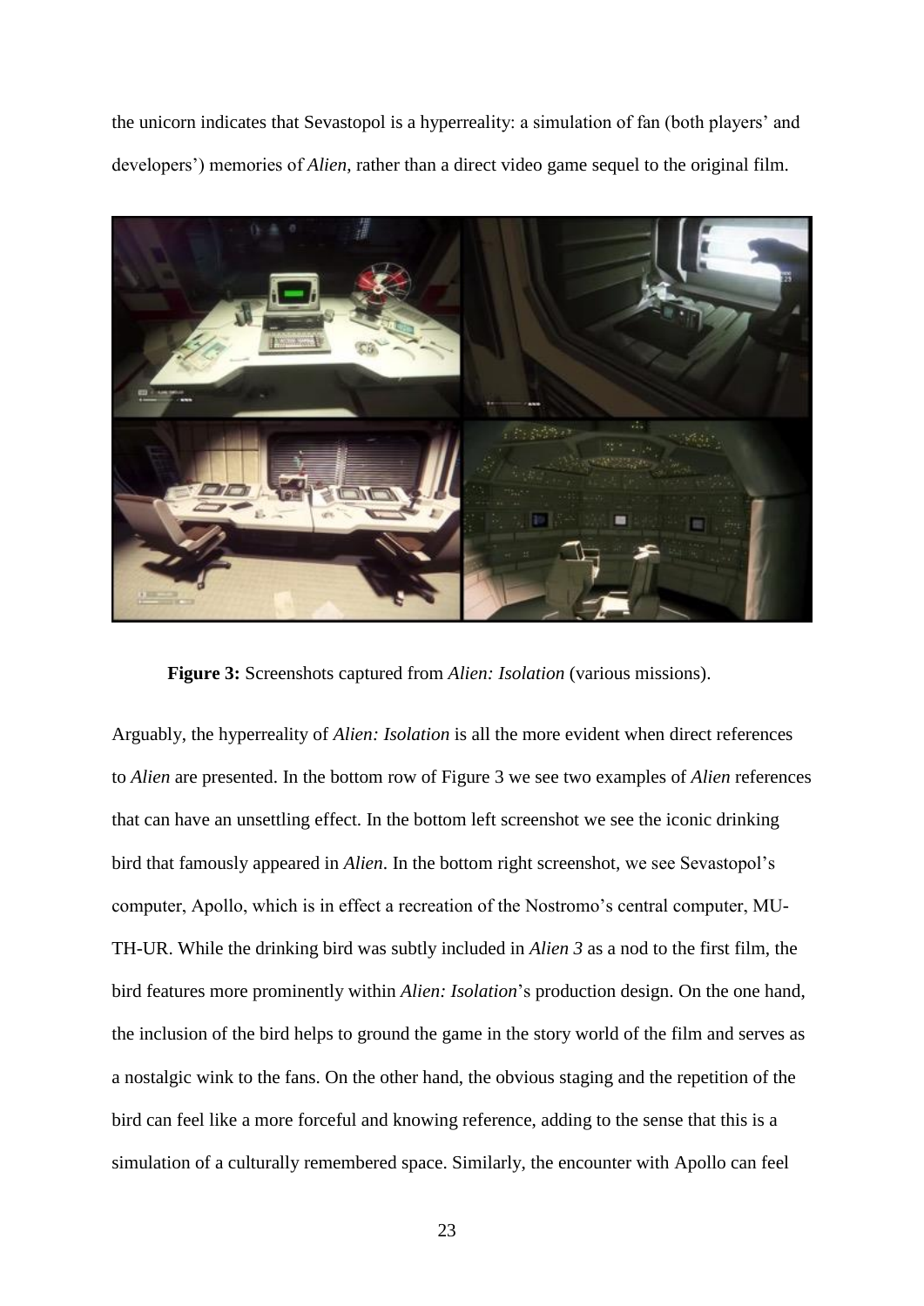the unicorn indicates that Sevastopol is a hyperreality: a simulation of fan (both players' and developers') memories of *Alien*, rather than a direct video game sequel to the original film.

**Figure 3:** Screenshots captured from *Alien: Isolation* (various missions).

Arguably, the hyperreality of *Alien: Isolation* is all the more evident when direct references to *Alien* are presented. In the bottom row of Figure 3 we see two examples of *Alien* references that can have an unsettling effect. In the bottom left screenshot we see the iconic drinking bird that famously appeared in *Alien*. In the bottom right screenshot, we see Sevastopol's computer, Apollo, which is in effect a recreation of the Nostromo's central computer, MU-TH-UR. While the drinking bird was subtly included in *Alien 3* as a nod to the first film, the bird features more prominently within *Alien: Isolation*'s production design. On the one hand, the inclusion of the bird helps to ground the game in the story world of the film and serves as a nostalgic wink to the fans. On the other hand, the obvious staging and the repetition of the bird can feel like a more forceful and knowing reference, adding to the sense that this is a simulation of a culturally remembered space. Similarly, the encounter with Apollo can feel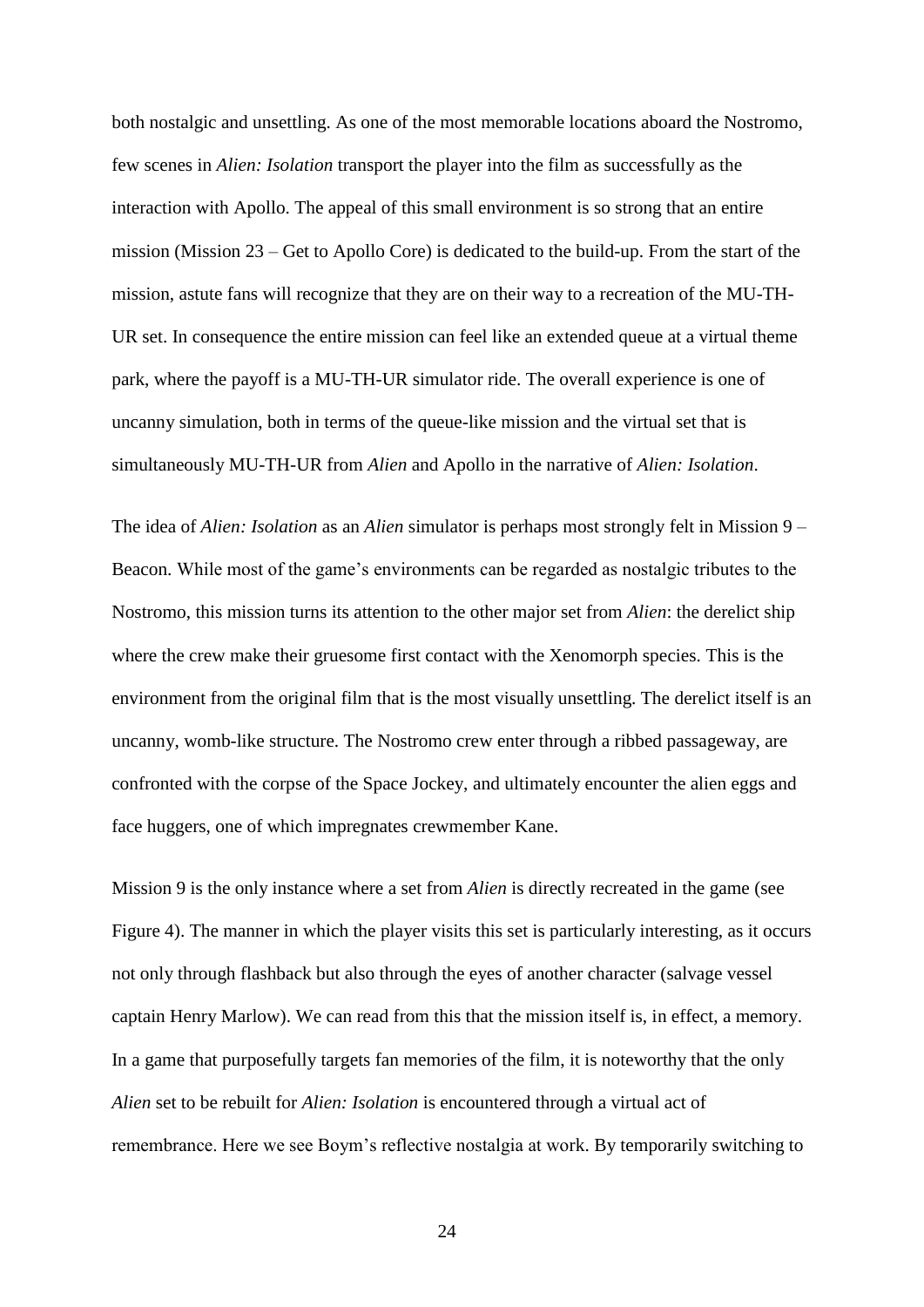both nostalgic and unsettling. As one of the most memorable locations aboard the Nostromo, few scenes in *Alien: Isolation* transport the player into the film as successfully as the interaction with Apollo. The appeal of this small environment is so strong that an entire mission (Mission 23 – Get to Apollo Core) is dedicated to the build-up. From the start of the mission, astute fans will recognize that they are on their way to a recreation of the MU-TH-UR set. In consequence the entire mission can feel like an extended queue at a virtual theme park, where the payoff is a MU-TH-UR simulator ride. The overall experience is one of uncanny simulation, both in terms of the queue-like mission and the virtual set that is simultaneously MU-TH-UR from *Alien* and Apollo in the narrative of *Alien: Isolation*.

The idea of *Alien: Isolation* as an *Alien* simulator is perhaps most strongly felt in Mission 9 – Beacon. While most of the game's environments can be regarded as nostalgic tributes to the Nostromo, this mission turns its attention to the other major set from *Alien*: the derelict ship where the crew make their gruesome first contact with the Xenomorph species. This is the environment from the original film that is the most visually unsettling. The derelict itself is an uncanny, womb-like structure. The Nostromo crew enter through a ribbed passageway, are confronted with the corpse of the Space Jockey, and ultimately encounter the alien eggs and face huggers, one of which impregnates crewmember Kane.

Mission 9 is the only instance where a set from *Alien* is directly recreated in the game (see Figure 4). The manner in which the player visits this set is particularly interesting, as it occurs not only through flashback but also through the eyes of another character (salvage vessel captain Henry Marlow). We can read from this that the mission itself is, in effect, a memory. In a game that purposefully targets fan memories of the film, it is noteworthy that the only *Alien* set to be rebuilt for *Alien: Isolation* is encountered through a virtual act of remembrance. Here we see Boym's reflective nostalgia at work. By temporarily switching to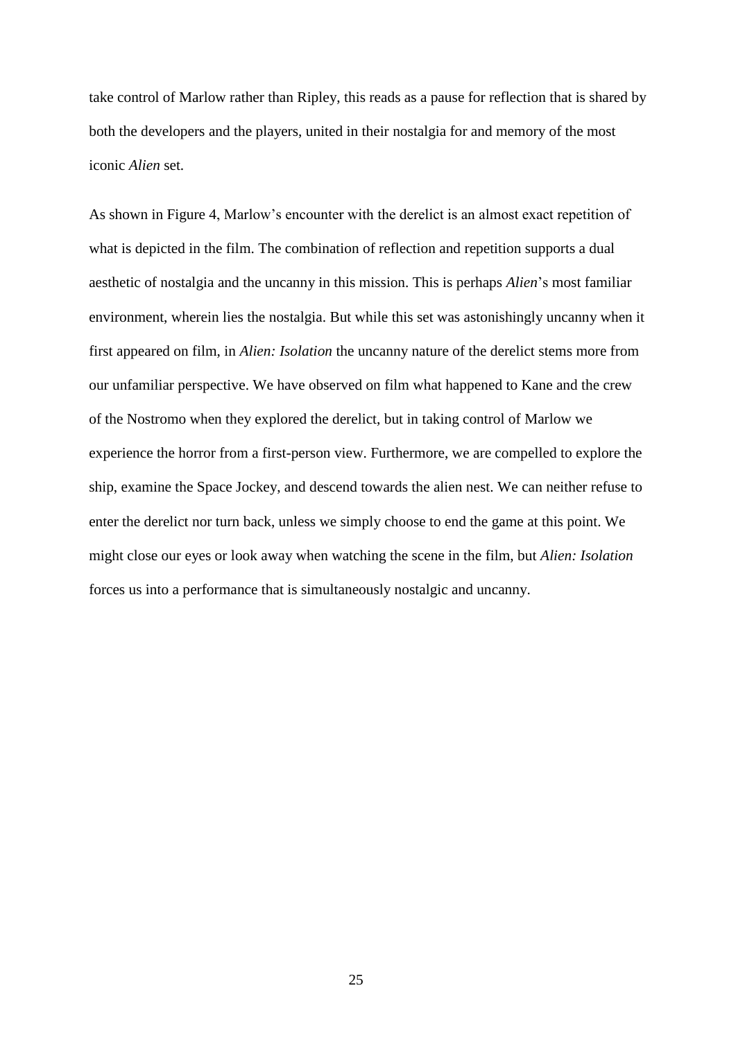take control of Marlow rather than Ripley, this reads as a pause for reflection that is shared by both the developers and the players, united in their nostalgia for and memory of the most iconic *Alien* set.

As shown in Figure 4, Marlow's encounter with the derelict is an almost exact repetition of what is depicted in the film. The combination of reflection and repetition supports a dual aesthetic of nostalgia and the uncanny in this mission. This is perhaps *Alien*'s most familiar environment, wherein lies the nostalgia. But while this set was astonishingly uncanny when it first appeared on film, in *Alien: Isolation* the uncanny nature of the derelict stems more from our unfamiliar perspective. We have observed on film what happened to Kane and the crew of the Nostromo when they explored the derelict, but in taking control of Marlow we experience the horror from a first-person view. Furthermore, we are compelled to explore the ship, examine the Space Jockey, and descend towards the alien nest. We can neither refuse to enter the derelict nor turn back, unless we simply choose to end the game at this point. We might close our eyes or look away when watching the scene in the film, but *Alien: Isolation* forces us into a performance that is simultaneously nostalgic and uncanny.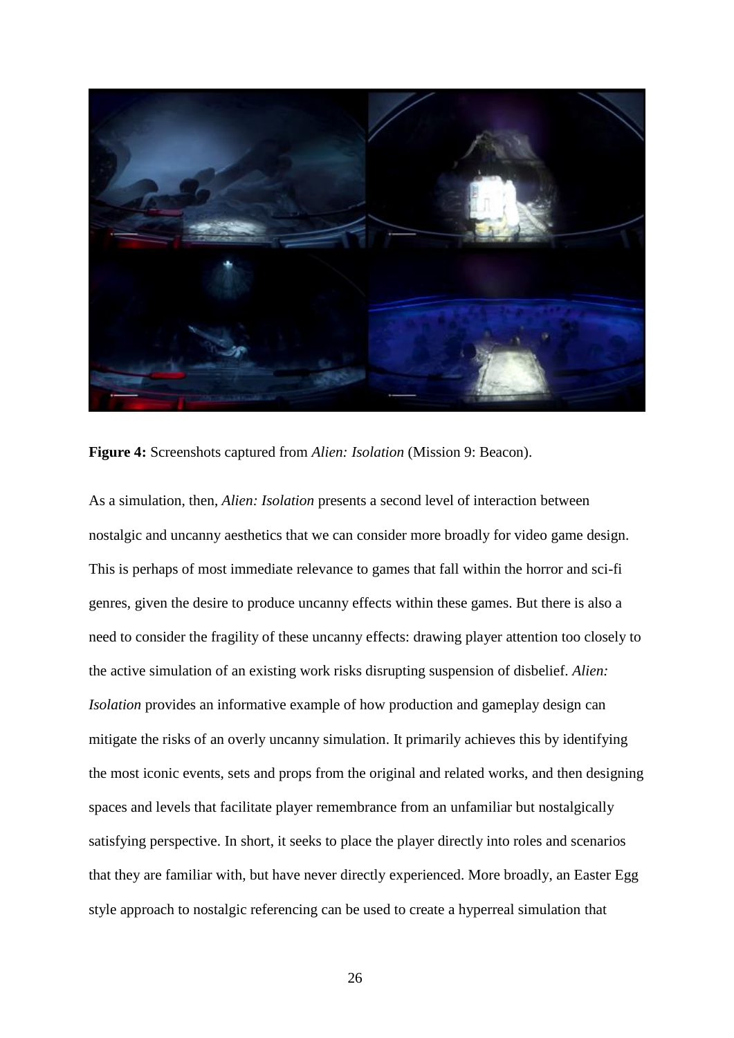**Figure 4:** Screenshots captured from *Alien: Isolation* (Mission 9: Beacon).

As a simulation, then, *Alien: Isolation* presents a second level of interaction between nostalgic and uncanny aesthetics that we can consider more broadly for video game design. This is perhaps of most immediate relevance to games that fall within the horror and sci-fi genres, given the desire to produce uncanny effects within these games. But there is also a need to consider the fragility of these uncanny effects: drawing player attention too closely to the active simulation of an existing work risks disrupting suspension of disbelief. *Alien: Isolation* provides an informative example of how production and gameplay design can mitigate the risks of an overly uncanny simulation. It primarily achieves this by identifying the most iconic events, sets and props from the original and related works, and then designing spaces and levels that facilitate player remembrance from an unfamiliar but nostalgically satisfying perspective. In short, it seeks to place the player directly into roles and scenarios that they are familiar with, but have never directly experienced. More broadly, an Easter Egg style approach to nostalgic referencing can be used to create a hyperreal simulation that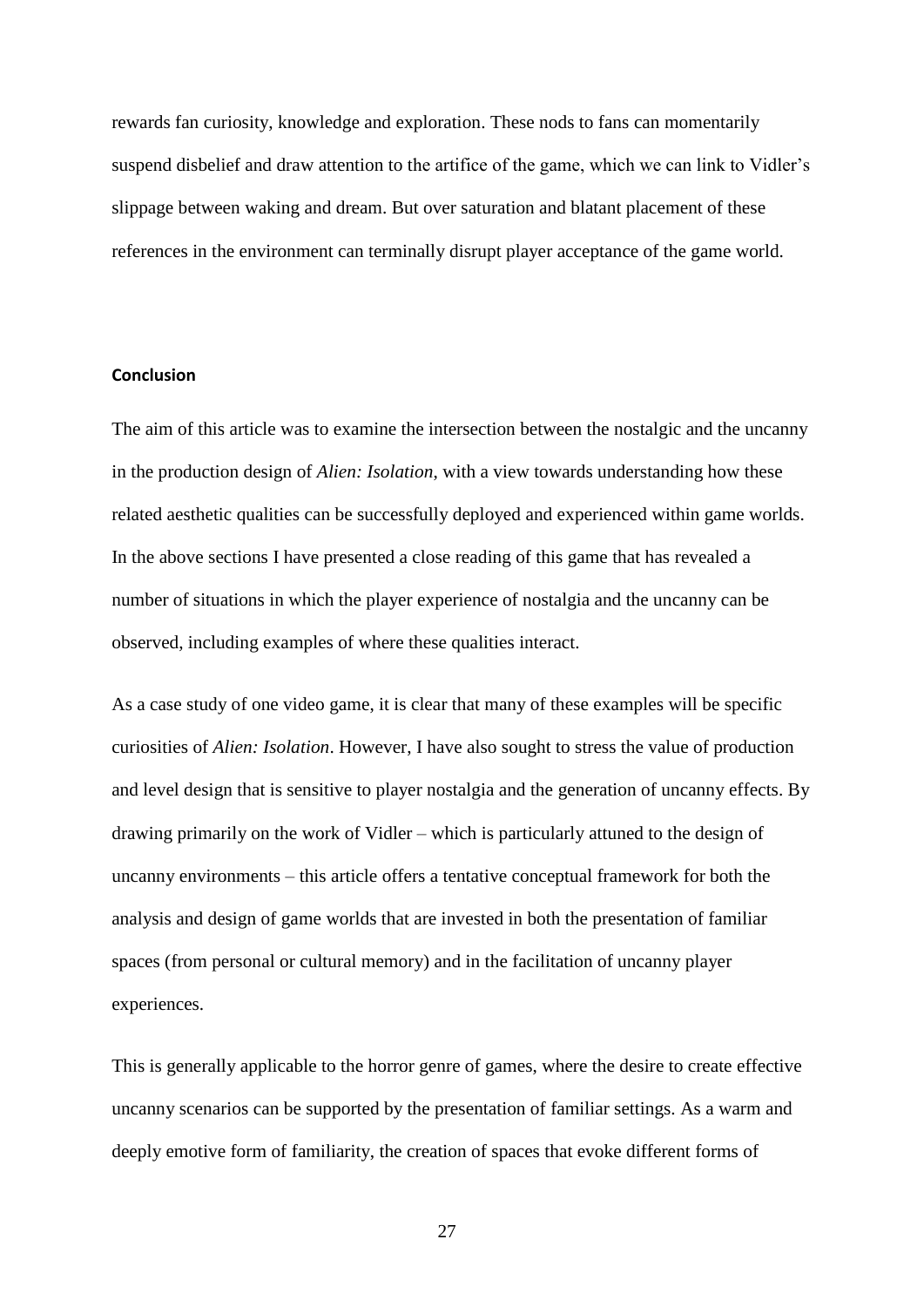rewards fan curiosity, knowledge and exploration. These nods to fans can momentarily suspend disbelief and draw attention to the artifice of the game, which we can link to Vidler's slippage between waking and dream. But over saturation and blatant placement of these references in the environment can terminally disrupt player acceptance of the game world.

## Conclusion

The aim of this article was to examine the intersection between the nostalgic and the uncanny in the production design of *Alien: Isolation*, with a view towards understanding how these related aesthetic qualities can be successfully deployed and experienced within game worlds. In the above sections I have presented a close reading of this game that has revealed a number of situations in which the player experience of nostalgia and the uncanny can be observed, including examples of where these qualities interact.

As a case study of one video game, it is clear that many of these examples will be specific curiosities of *Alien: Isolation*. However, I have also sought to stress the value of production and level design that is sensitive to player nostalgia and the generation of uncanny effects. By drawing primarily on the work of Vidler – which is particularly attuned to the design of uncanny environments – this article offers a tentative conceptual framework for both the analysis and design of game worlds that are invested in both the presentation of familiar spaces (from personal or cultural memory) and in the facilitation of uncanny player experiences.

This is generally applicable to the horror genre of games, where the desire to create effective uncanny scenarios can be supported by the presentation of familiar settings. As a warm and deeply emotive form of familiarity, the creation of spaces that evoke different forms of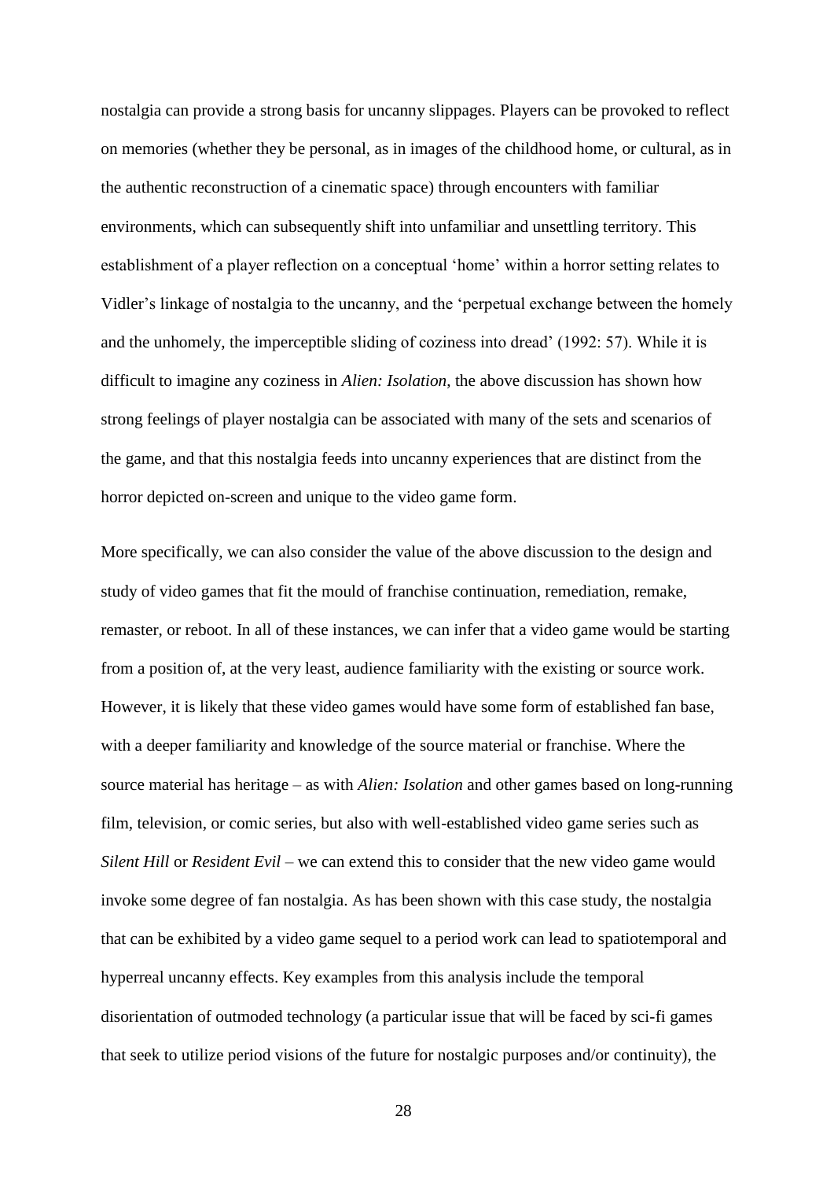nostalgia can provide a strong basis for uncanny slippages. Players can be provoked to reflect on memories (whether they be personal, as in images of the childhood home, or cultural, as in the authentic reconstruction of a cinematic space) through encounters with familiar environments, which can subsequently shift into unfamiliar and unsettling territory. This establishment of a player reflection on a conceptual 'home' within a horror setting relates to Vidler's linkage of nostalgia to the uncanny, and the 'perpetual exchange between the homely and the unhomely, the imperceptible sliding of coziness into dread' (1992: 57). While it is difficult to imagine any coziness in *Alien: Isolation*, the above discussion has shown how strong feelings of player nostalgia can be associated with many of the sets and scenarios of the game, and that this nostalgia feeds into uncanny experiences that are distinct from the horror depicted on-screen and unique to the video game form.

More specifically, we can also consider the value of the above discussion to the design and study of video games that fit the mould of franchise continuation, remediation, remake, remaster, or reboot. In all of these instances, we can infer that a video game would be starting from a position of, at the very least, audience familiarity with the existing or source work. However, it is likely that these video games would have some form of established fan base, with a deeper familiarity and knowledge of the source material or franchise. Where the source material has heritage – as with *Alien: Isolation* and other games based on long-running film, television, or comic series, but also with well-established video game series such as *Silent Hill* or *Resident Evil* – we can extend this to consider that the new video game would invoke some degree of fan nostalgia. As has been shown with this case study, the nostalgia that can be exhibited by a video game sequel to a period work can lead to spatiotemporal and hyperreal uncanny effects. Key examples from this analysis include the temporal disorientation of outmoded technology (a particular issue that will be faced by sci-fi games that seek to utilize period visions of the future for nostalgic purposes and/or continuity), the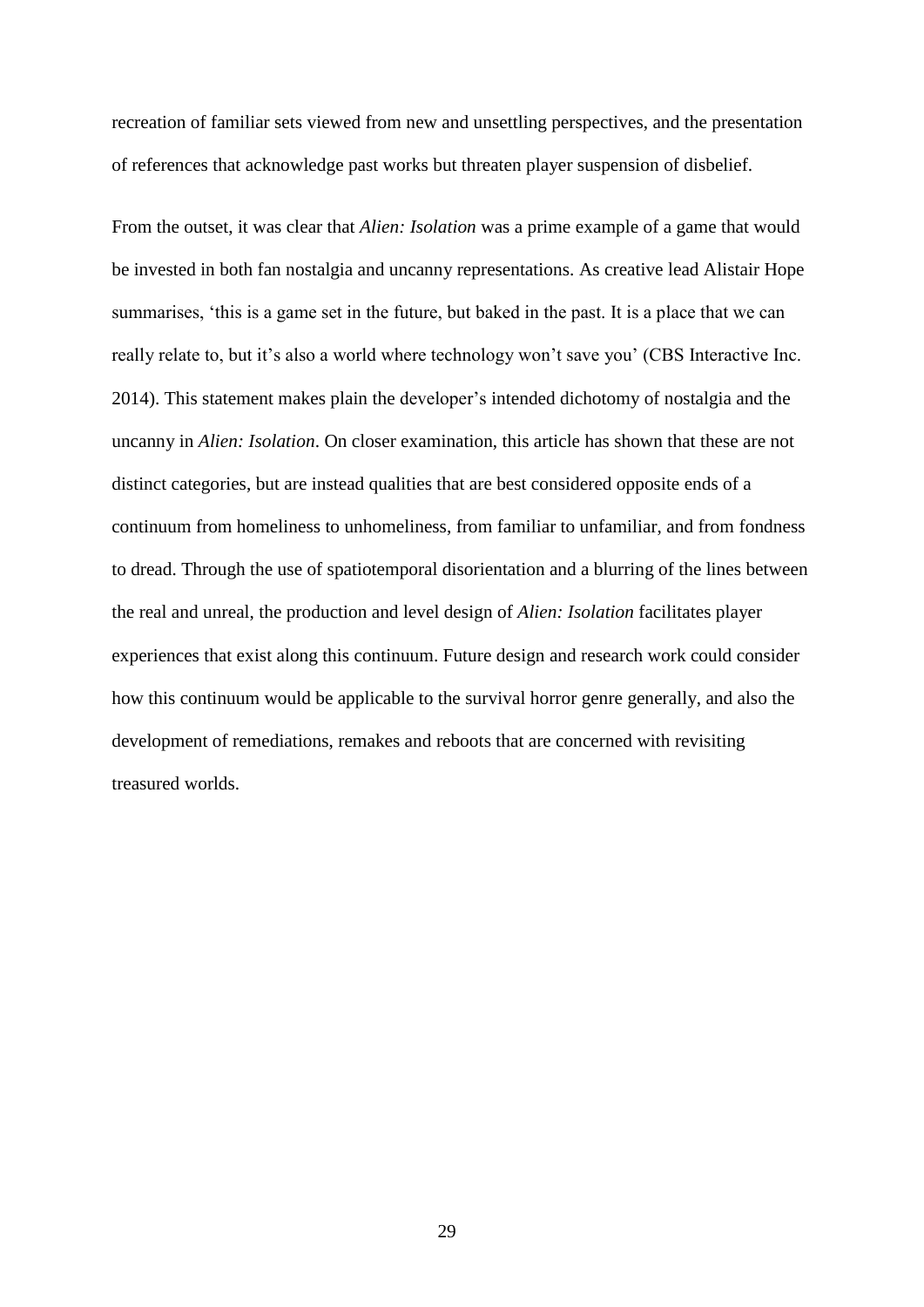recreation of familiar sets viewed from new and unsettling perspectives, and the presentation of references that acknowledge past works but threaten player suspension of disbelief.

From the outset, it was clear that *Alien: Isolation* was a prime example of a game that would be invested in both fan nostalgia and uncanny representations. As creative lead Alistair Hope summarises, 'this is a game set in the future, but baked in the past. It is a place that we can really relate to, but it's also a world where technology won't save you' (CBS Interactive Inc. 2014). This statement makes plain the developer's intended dichotomy of nostalgia and the uncanny in *Alien: Isolation*. On closer examination, this article has shown that these are not distinct categories, but are instead qualities that are best considered opposite ends of a continuum from homeliness to unhomeliness, from familiar to unfamiliar, and from fondness to dread. Through the use of spatiotemporal disorientation and a blurring of the lines between the real and unreal, the production and level design of *Alien: Isolation* facilitates player experiences that exist along this continuum. Future design and research work could consider how this continuum would be applicable to the survival horror genre generally, and also the development of remediations, remakes and reboots that are concerned with revisiting treasured worlds.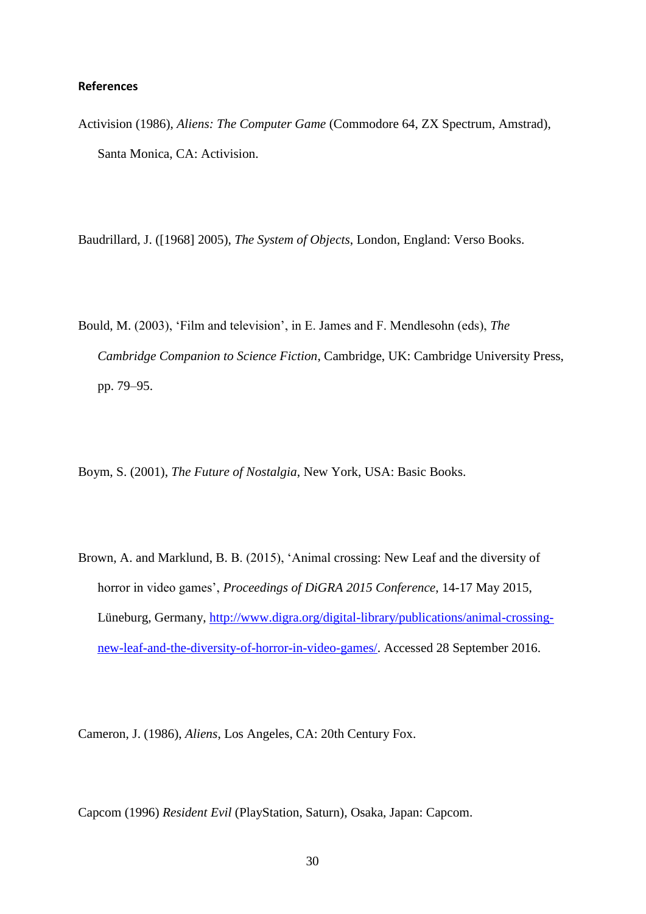**References**

Activision (1986), *Aliens: The Computer Game* (Commodore 64, ZX Spectrum, Amstrad), Santa Monica, CA: Activision.

Baudrillard, J. ([1968] 2005), *The System of Objects*, London, England: Verso Books.

Bould, M. (2003), 'Film and television', in E. James and F. Mendlesohn (eds), *The Cambridge Companion to Science Fiction*, Cambridge, UK: Cambridge University Press, pp. 79–95.

Boym, S. (2001), *The Future of Nostalgia*, New York, USA: Basic Books.

Brown, A. and Marklund, B. B. (2015), 'Animal crossing: New Leaf and the diversity of horror in video games', *Proceedings of DiGRA 2015 Conference*, 14-17 May 2015, Lüneburg, Germany, http://www.digra.org/digital-library/publications/animal-crossing-new-leaf-and-the-diversity-of-horror-in-video-games/. Accessed 28 September 2016.

Cameron, J. (1986), *Aliens*, Los Angeles, CA: 20th Century Fox.

Capcom (1996) *Resident Evil* (PlayStation, Saturn), Osaka, Japan: Capcom.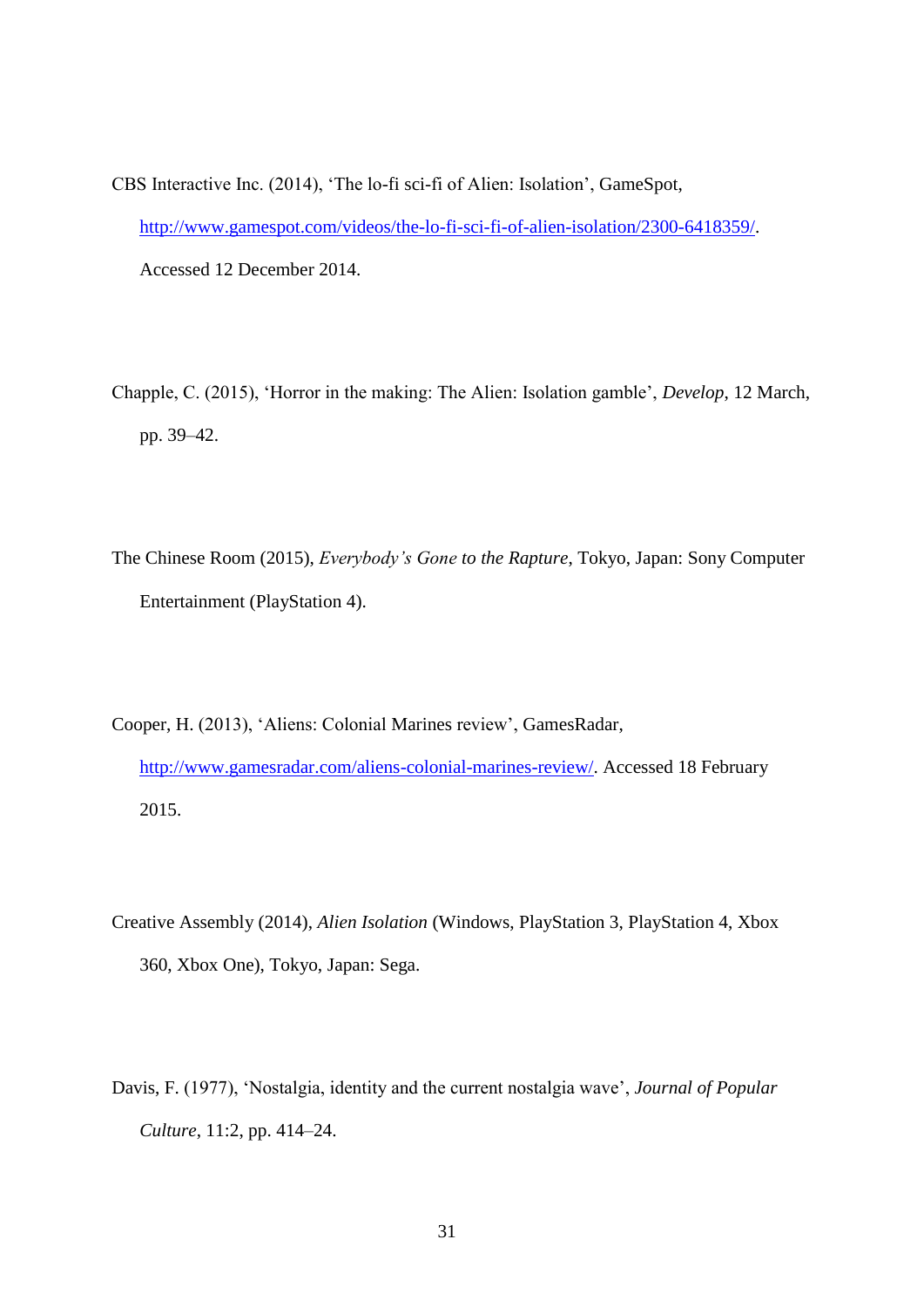CBS Interactive Inc. (2014), 'The lo-fi sci-fi of Alien: Isolation', GameSpot, http://www.gamespot.com/videos/the-lo-fi-sci-fi-of-alien-isolation/2300-6418359/. Accessed 12 December 2014.

Chapple, C. (2015), 'Horror in the making: The Alien: Isolation gamble', *Develop*, 12 March, pp. 39–42.

The Chinese Room (2015), *Everybody's Gone to the Rapture*, Tokyo, Japan: Sony Computer Entertainment (PlayStation 4).

Cooper, H. (2013), 'Aliens: Colonial Marines review', GamesRadar, http://www.gamesradar.com/aliens-colonial-marines-review/. Accessed 18 February 2015.

Creative Assembly (2014), *Alien Isolation* (Windows, PlayStation 3, PlayStation 4, Xbox 360, Xbox One), Tokyo, Japan: Sega.

Davis, F. (1977), 'Nostalgia, identity and the current nostalgia wave', *Journal of Popular Culture*, 11:2, pp. 414–24.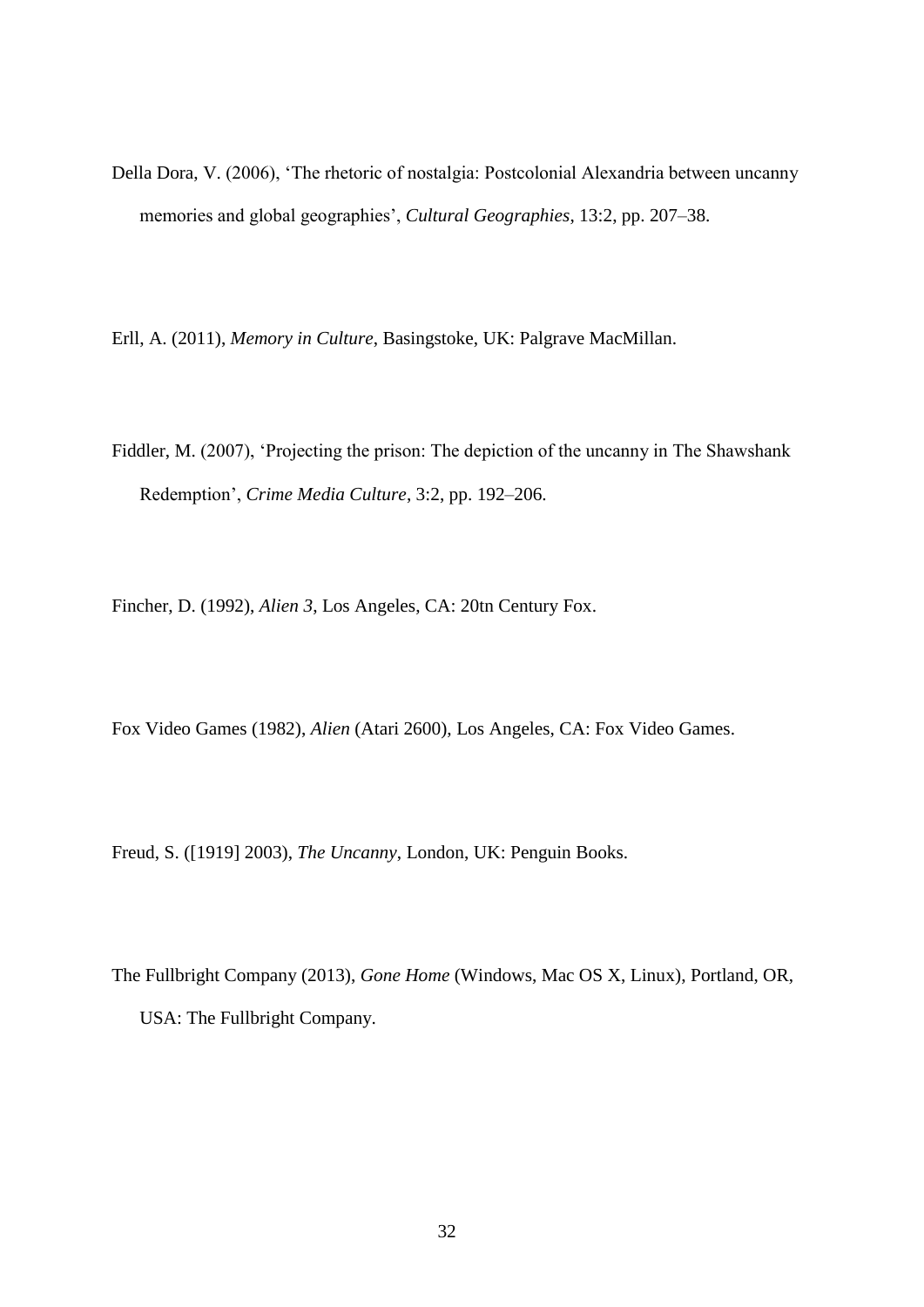Della Dora, V. (2006), 'The rhetoric of nostalgia: Postcolonial Alexandria between uncanny memories and global geographies', *Cultural Geographies*, 13:2, pp. 207–38.

Erll, A. (2011), *Memory in Culture*, Basingstoke, UK: Palgrave MacMillan.

Fiddler, M. (2007), 'Projecting the prison: The depiction of the uncanny in The Shawshank Redemption', *Crime Media Culture*, 3:2, pp. 192–206.

Fincher, D. (1992), *Alien 3*, Los Angeles, CA: 20tn Century Fox.

Fox Video Games (1982), *Alien* (Atari 2600), Los Angeles, CA: Fox Video Games.

Freud, S. ([1919] 2003), *The Uncanny*, London, UK: Penguin Books.

The Fullbright Company (2013), *Gone Home* (Windows, Mac OS X, Linux), Portland, OR, USA: The Fullbright Company.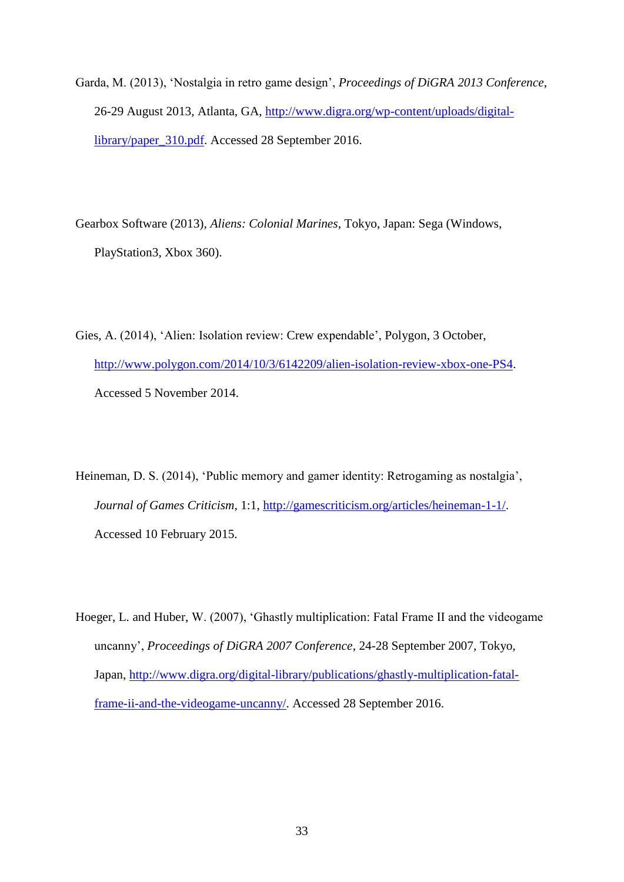Garda, M. (2013), 'Nostalgia in retro game design', *Proceedings of DiGRA 2013 Conference*, 26-29 August 2013, Atlanta, GA, http://www.digra.org/wp-content/uploads/digital-library/paper_310.pdf. Accessed 28 September 2016.

Gearbox Software (2013), *Aliens: Colonial Marines*, Tokyo, Japan: Sega (Windows, PlayStation3, Xbox 360).

Gies, A. (2014), 'Alien: Isolation review: Crew expendable', Polygon, 3 October, http://www.polygon.com/2014/10/3/6142209/alien-isolation-review-xbox-one-PS4. Accessed 5 November 2014.

Heineman, D. S. (2014), 'Public memory and gamer identity: Retrogaming as nostalgia', *Journal of Games Criticism*, 1:1, http://gamescriticism.org/articles/heineman-1-1/. Accessed 10 February 2015.

Hoeger, L. and Huber, W. (2007), 'Ghastly multiplication: Fatal Frame II and the videogame uncanny', *Proceedings of DiGRA 2007 Conference*, 24-28 September 2007, Tokyo, Japan, http://www.digra.org/digital-library/publications/ghastly-multiplication-fatal-frame-ii-and-the-videogame-uncanny/. Accessed 28 September 2016.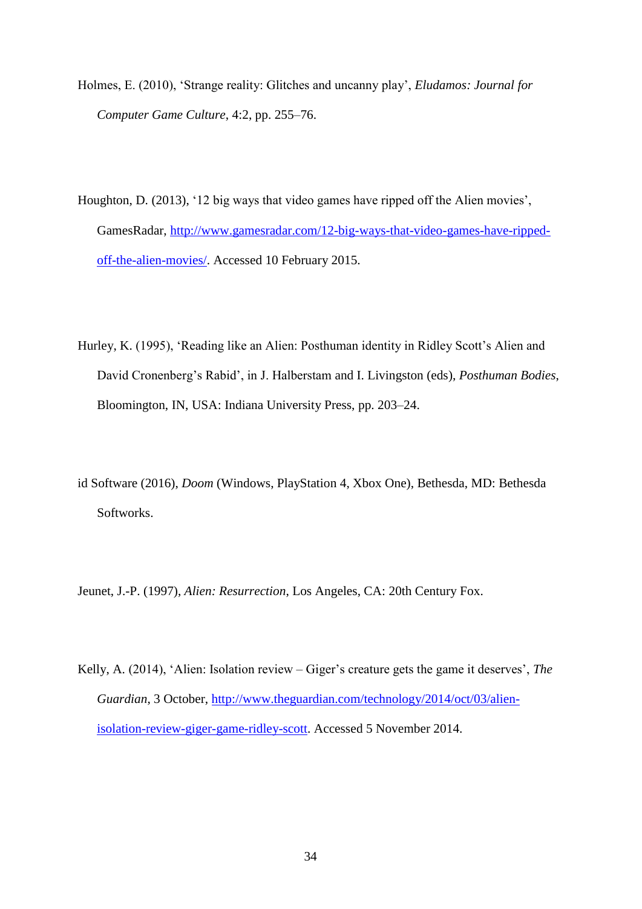Holmes, E. (2010), ‘Strange reality: Glitches and uncanny play’, *Eludamos: Journal for Computer Game Culture*, 4:2, pp. 255–76.

Houghton, D. (2013), ‘12 big ways that video games have ripped off the Alien movies’, GamesRadar, http://www.gamesradar.com/12-big-ways-that-video-games-have-ripped-off-the-alien-movies/. Accessed 10 February 2015.

Hurley, K. (1995), ‘Reading like an Alien: Posthuman identity in Ridley Scott’s Alien and David Cronenberg’s Rabid’, in J. Halberstam and I. Livingston (eds), *Posthuman Bodies*, Bloomington, IN, USA: Indiana University Press, pp. 203–24.

id Software (2016), *Doom* (Windows, PlayStation 4, Xbox One), Bethesda, MD: Bethesda Softworks.

Jeunet, J.-P. (1997), *Alien: Resurrection*, Los Angeles, CA: 20th Century Fox.

Kelly, A. (2014), ‘Alien: Isolation review – Giger’s creature gets the game it deserves’, *The Guardian*, 3 October, http://www.theguardian.com/technology/2014/oct/03/alien-isolation-review-giger-game-ridley-scott. Accessed 5 November 2014.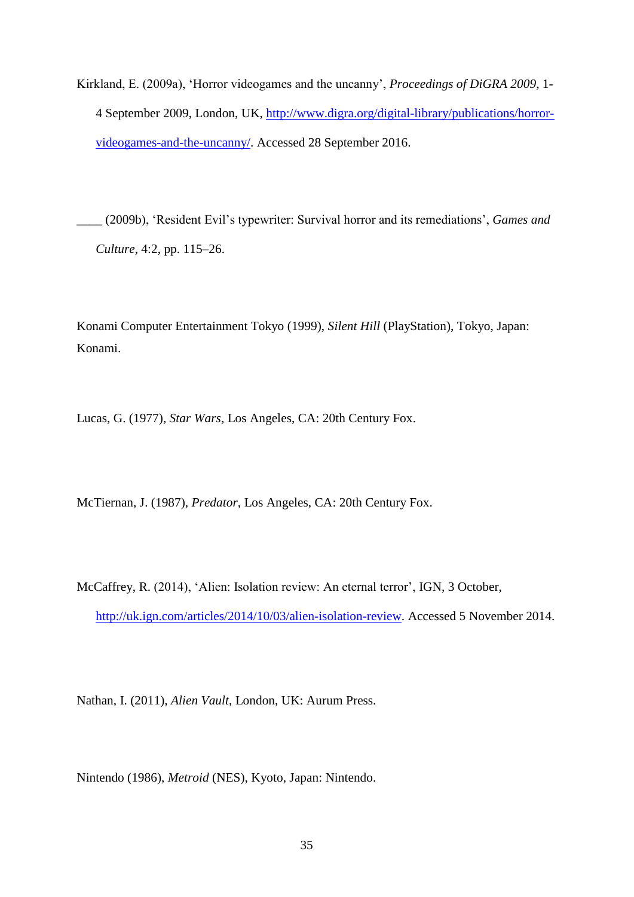Kirkland, E. (2009a), 'Horror videogames and the uncanny', *Proceedings of DiGRA 2009*, 1-4 September 2009, London, UK, http://www.digra.org/digital-library/publications/horror-videogames-and-the-uncanny/. Accessed 28 September 2016.

____ (2009b), 'Resident Evil's typewriter: Survival horror and its remediations', *Games and Culture*, 4:2, pp. 115–26.

Konami Computer Entertainment Tokyo (1999), *Silent Hill* (PlayStation), Tokyo, Japan: Konami.

Lucas, G. (1977), *Star Wars*, Los Angeles, CA: 20th Century Fox.

McTiernan, J. (1987), *Predator*, Los Angeles, CA: 20th Century Fox.

McCaffrey, R. (2014), 'Alien: Isolation review: An eternal terror', IGN, 3 October, http://uk.ign.com/articles/2014/10/03/alien-isolation-review. Accessed 5 November 2014.

Nathan, I. (2011), *Alien Vault*, London, UK: Aurum Press.

Nintendo (1986), *Metroid* (NES), Kyoto, Japan: Nintendo.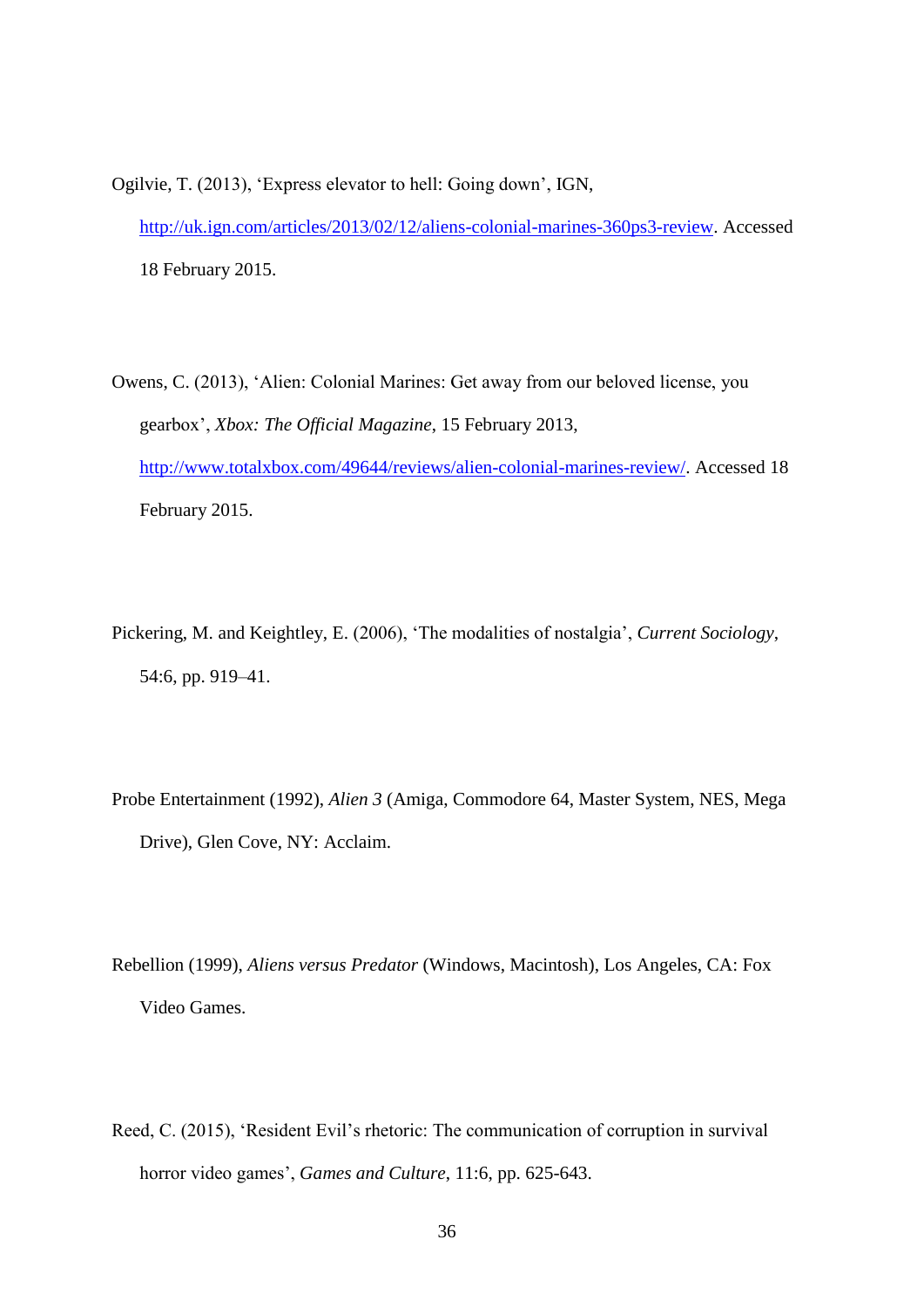Ogilvie, T. (2013), 'Express elevator to hell: Going down', IGN, http://uk.ign.com/articles/2013/02/12/aliens-colonial-marines-360ps3-review. Accessed 18 February 2015.

Owens, C. (2013), 'Alien: Colonial Marines: Get away from our beloved license, you gearbox', *Xbox: The Official Magazine*, 15 February 2013, http://www.totalxbox.com/49644/reviews/alien-colonial-marines-review/. Accessed 18 February 2015.

Pickering, M. and Keightley, E. (2006), 'The modalities of nostalgia', *Current Sociology*, 54:6, pp. 919–41.

Probe Entertainment (1992), *Alien 3* (Amiga, Commodore 64, Master System, NES, Mega Drive), Glen Cove, NY: Acclaim.

Rebellion (1999), *Aliens versus Predator* (Windows, Macintosh), Los Angeles, CA: Fox Video Games.

Reed, C. (2015), 'Resident Evil's rhetoric: The communication of corruption in survival horror video games', *Games and Culture*, 11:6, pp. 625-643.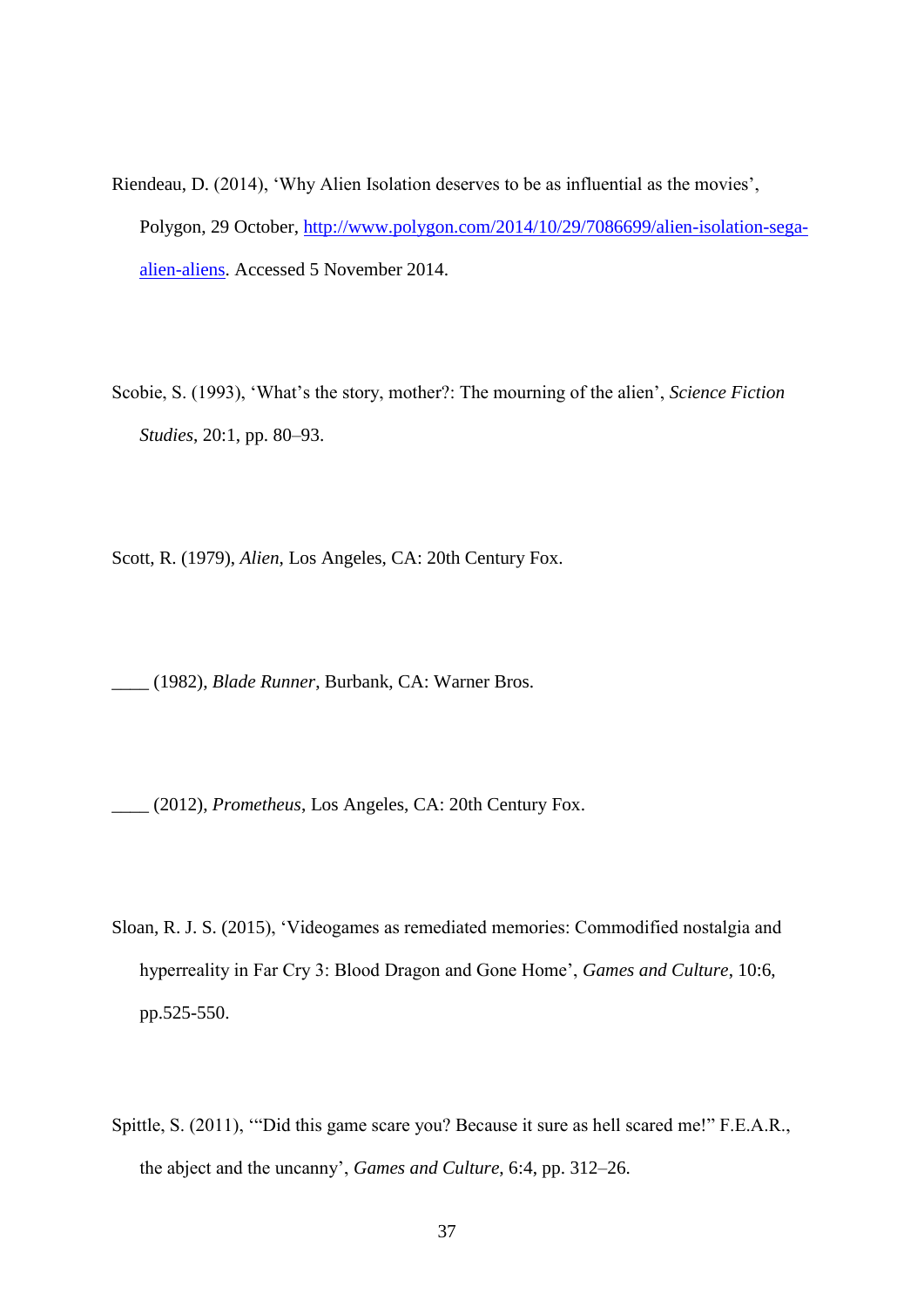Riendeau, D. (2014), 'Why Alien Isolation deserves to be as influential as the movies', Polygon, 29 October, [http://www.polygon.com/2014/10/29/7086699/alien-isolation-sega-alien-aliens](http://www.polygon.com/2014/10/29/7086699/alien-isolation-sega-alien-aliens). Accessed 5 November 2014.

Scobie, S. (1993), 'What's the story, mother?: The mourning of the alien', *Science Fiction Studies*, 20:1, pp. 80–93.

Scott, R. (1979), *Alien*, Los Angeles, CA: 20th Century Fox.

____ (1982), *Blade Runner*, Burbank, CA: Warner Bros.

____ (2012), *Prometheus*, Los Angeles, CA: 20th Century Fox.

Sloan, R. J. S. (2015), 'Videogames as remediated memories: Commodified nostalgia and hyperreality in Far Cry 3: Blood Dragon and Gone Home', *Games and Culture*, 10:6, pp.525-550.

Spittle, S. (2011), '"Did this game scare you? Because it sure as hell scared me!" F.E.A.R., the abject and the uncanny', *Games and Culture*, 6:4, pp. 312–26.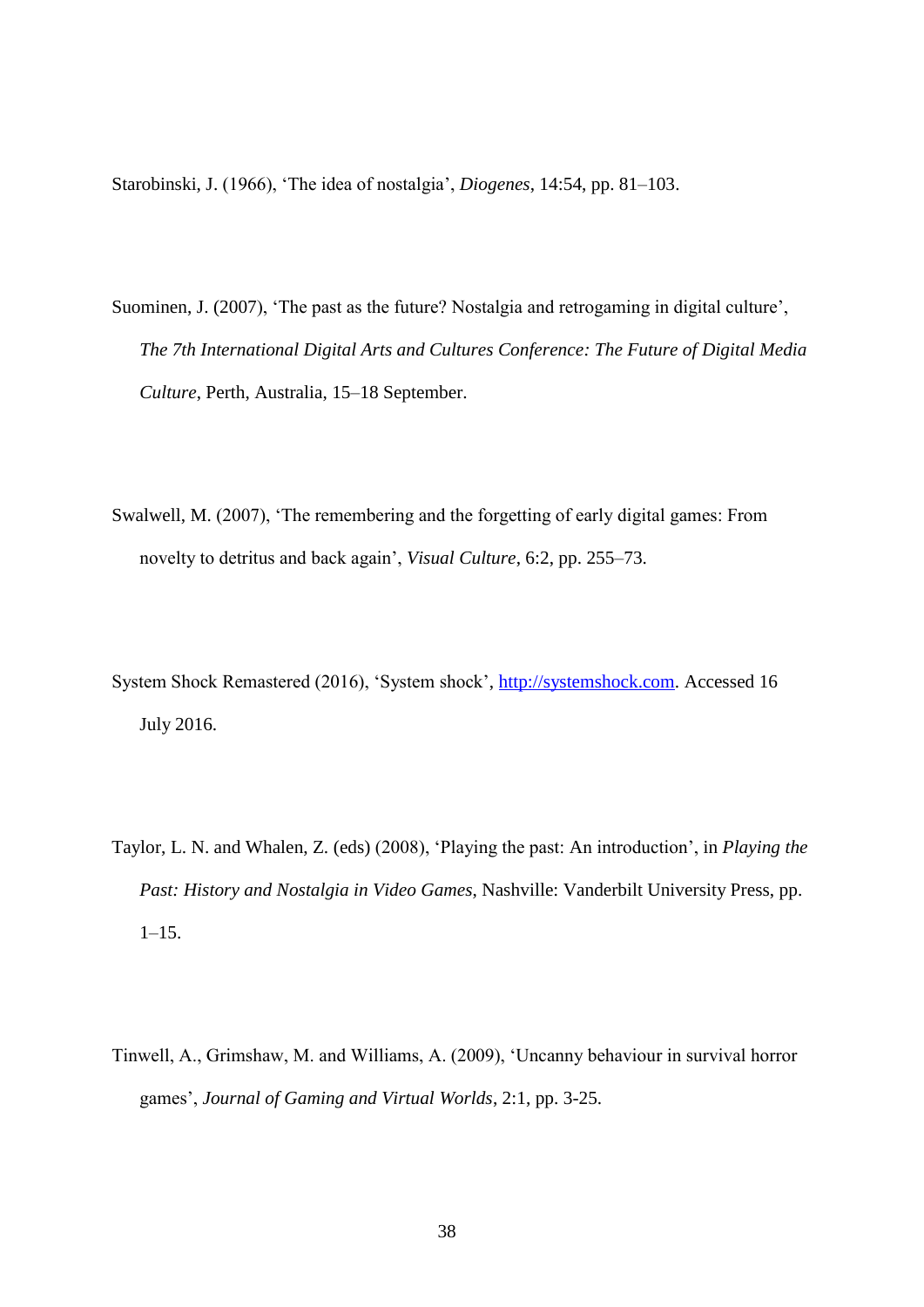Starobinski, J. (1966), ‘The idea of nostalgia’, *Diogenes*, 14:54, pp. 81–103.

Suominen, J. (2007), ‘The past as the future? Nostalgia and retrogaming in digital culture’, *The 7th International Digital Arts and Cultures Conference: The Future of Digital Media Culture*, Perth, Australia, 15–18 September.

Swalwell, M. (2007), ‘The remembering and the forgetting of early digital games: From novelty to detritus and back again’, *Visual Culture*, 6:2, pp. 255–73.

System Shock Remastered (2016), ‘System shock’, http://systemshock.com. Accessed 16 July 2016.

Taylor, L. N. and Whalen, Z. (eds) (2008), ‘Playing the past: An introduction’, in *Playing the Past: History and Nostalgia in Video Games*, Nashville: Vanderbilt University Press, pp. 1–15.

Tinwell, A., Grimshaw, M. and Williams, A. (2009), ‘Uncanny behaviour in survival horror games’, *Journal of Gaming and Virtual Worlds*, 2:1, pp. 3-25.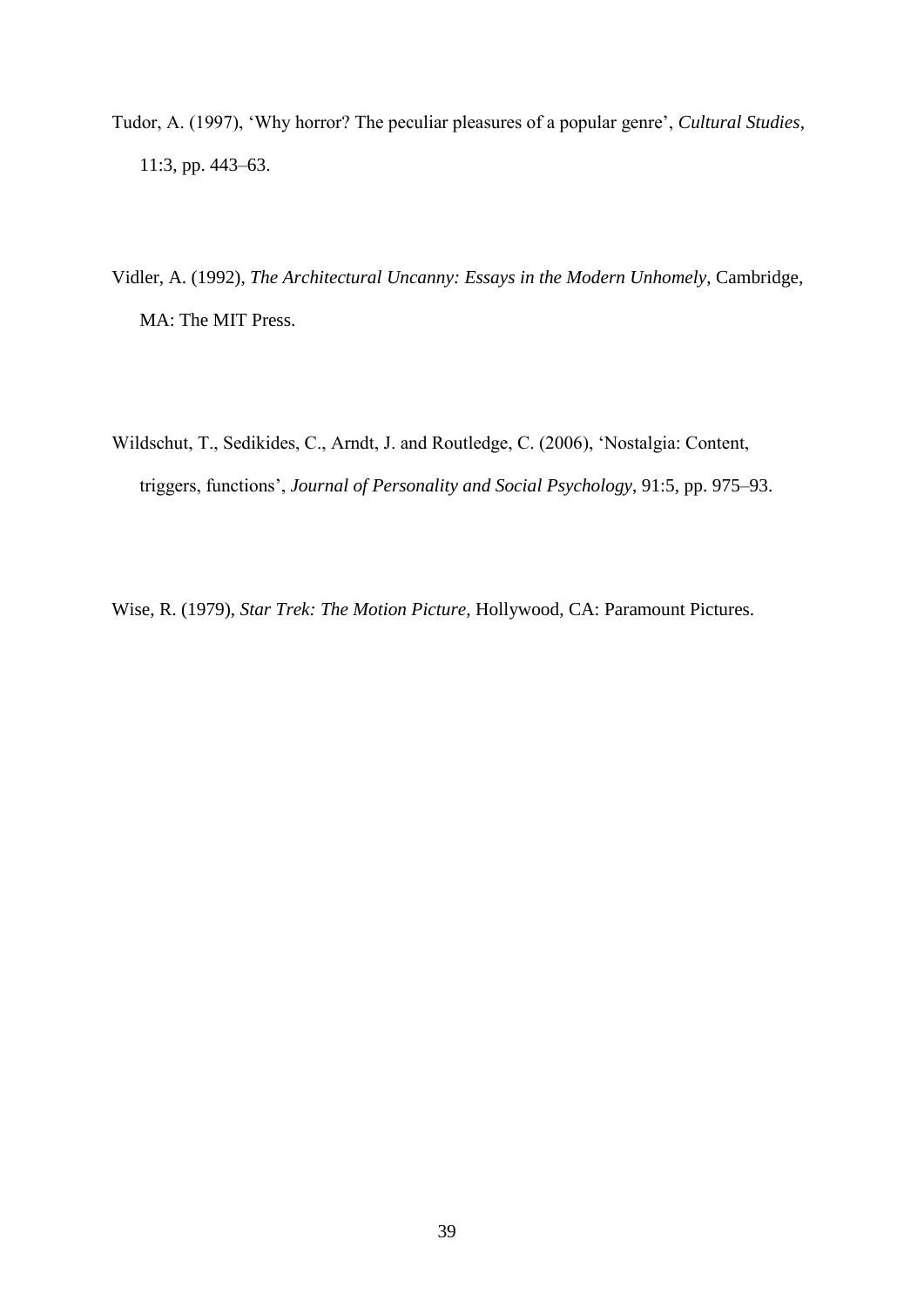Tudor, A. (1997), 'Why horror? The peculiar pleasures of a popular genre', *Cultural Studies*, 11:3, pp. 443–63.

Vidler, A. (1992), *The Architectural Uncanny: Essays in the Modern Unhomely*, Cambridge, MA: The MIT Press.

Wildschut, T., Sedikides, C., Arndt, J. and Routledge, C. (2006), 'Nostalgia: Content, triggers, functions', *Journal of Personality and Social Psychology*, 91:5, pp. 975–93.

Wise, R. (1979), *Star Trek: The Motion Picture*, Hollywood, CA: Paramount Pictures.